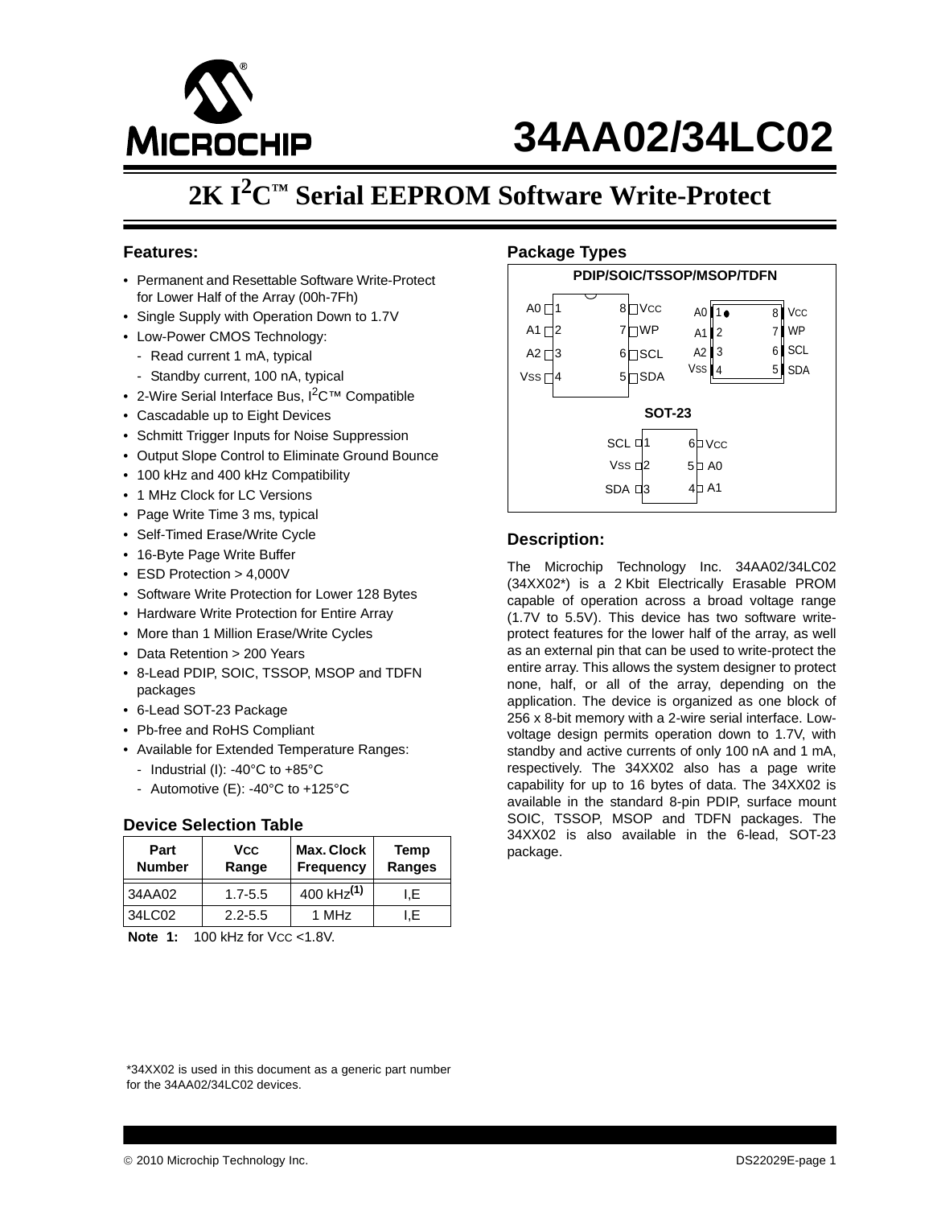# 34AA02/34LC02

## 2K I²C™ Serial EEPROM Software Write-Protect

### Features:

- Permanent and Resettable Software Write-Protect for Lower Half of the Array (00h-7Fh)
- Single Supply with Operation Down to 1.7V
- Low-Power CMOS Technology:
  - Read current 1 mA, typical
  - Standby current, 100 nA, typical
- 2-Wire Serial Interface Bus, I²C™ Compatible
- Cascadable up to Eight Devices
- Schmitt Trigger Inputs for Noise Suppression
- Output Slope Control to Eliminate Ground Bounce
- 100 kHz and 400 kHz Compatibility
- 1 MHz Clock for LC Versions
- Page Write Time 3 ms, typical
- Self-Timed Erase/Write Cycle
- 16-Byte Page Write Buffer
- ESD Protection > 4,000V
- Software Write Protection for Lower 128 Bytes
- Hardware Write Protection for Entire Array
- More than 1 Million Erase/Write Cycles
- Data Retention > 200 Years
- 8-Lead PDIP, SOIC, TSSOP, MSOP and TDFN packages
- 6-Lead SOT-23 Package
- Pb-free and RoHS Compliant
- Available for Extended Temperature Ranges:
  - Industrial (I): -40°C to +85°C
  - Automotive (E): -40°C to +125°C

### Device Selection Table

| Part Number | VCC Range | Max. Clock Frequency | Temp Ranges |
|---|---|---|---|
| 34AA02 | 1.7-5.5 | 400 kHz(1) | I,E |
| 34LC02 | 2.2-5.5 | 1 MHz | I,E |

**Note 1:** 100 kHz for VCC <1.8V.

*34XX02 is used in this document as a generic part number for the 34AA02/34LC02 devices.

### Package Types

**PDIP/SOIC/TSSOP/MSOP/TDFN**

| Pin | Name | Pin | Name |
|---|---|---|---|
| 1 | A0 | 8 | VCC |
| 2 | A1 | 7 | WP |
| 3 | A2 | 6 | SCL |
| 4 | VSS | 5 | SDA |

**SOT-23**

| Pin | Name | Pin | Name |
|---|---|---|---|
| 1 | SCL | 6 | VCC |
| 2 | VSS | 5 | A0 |
| 3 | SDA | 4 | A1 |

### Description:

The Microchip Technology Inc. 34AA02/34LC02 (34XX02*) is a 2 Kbit Electrically Erasable PROM capable of operation across a broad voltage range (1.7V to 5.5V). This device has two software write-protect features for the lower half of the array, as well as an external pin that can be used to write-protect the entire array. This allows the system designer to protect none, half, or all of the array, depending on the application. The device is organized as one block of 256 x 8-bit memory with a 2-wire serial interface. Low-voltage design permits operation down to 1.7V, with standby and active currents of only 100 nA and 1 mA, respectively. The 34XX02 also has a page write capability for up to 16 bytes of data. The 34XX02 is available in the standard 8-pin PDIP, surface mount SOIC, TSSOP, MSOP and TDFN packages. The 34XX02 is also available in the 6-lead, SOT-23 package.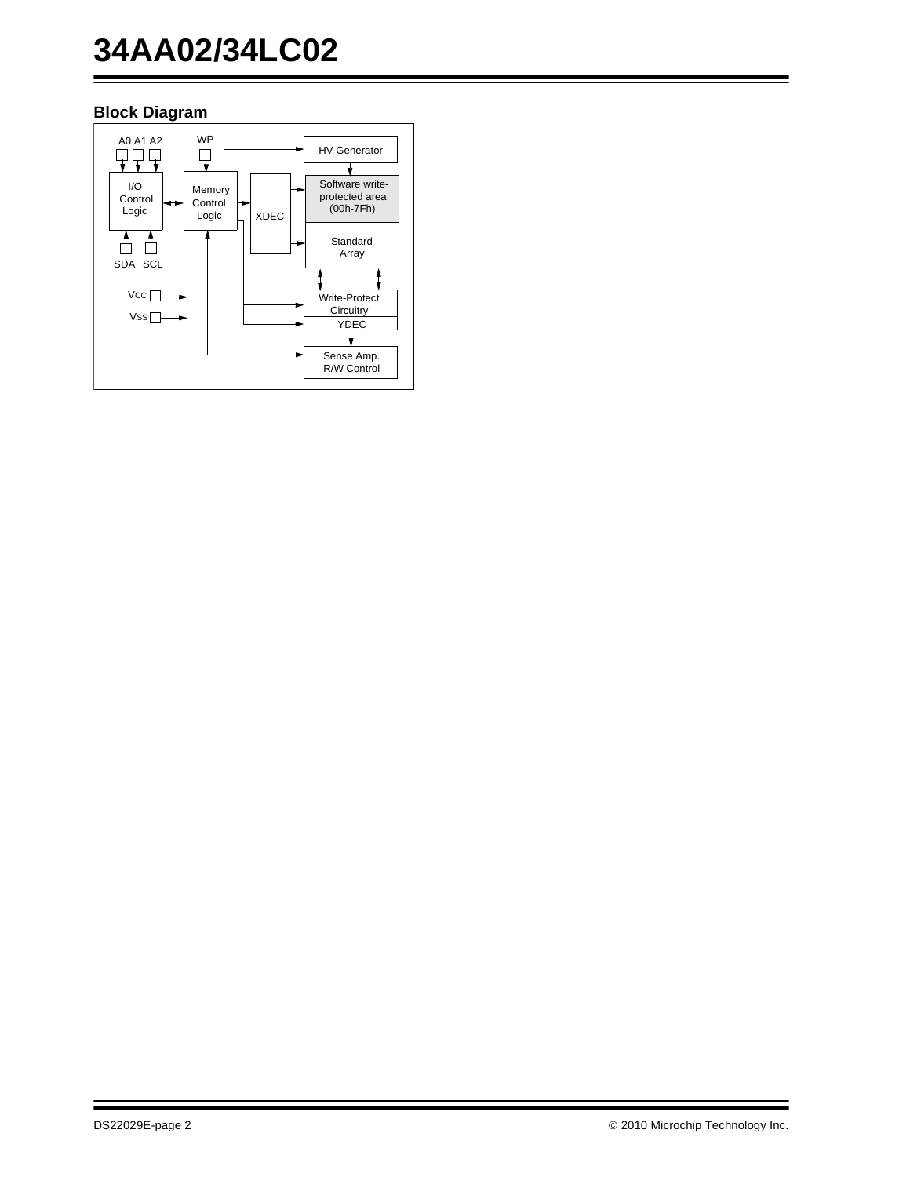## Block Diagram

A0 A1 A2

WP

HV Generator

I/O Control Logic

Memory Control Logic

XDEC

Software write-protected area (00h-7Fh)

Standard Array

SDA SCL

Vcc

Vss

Write-Protect Circuitry

YDEC

Sense Amp. R/W Control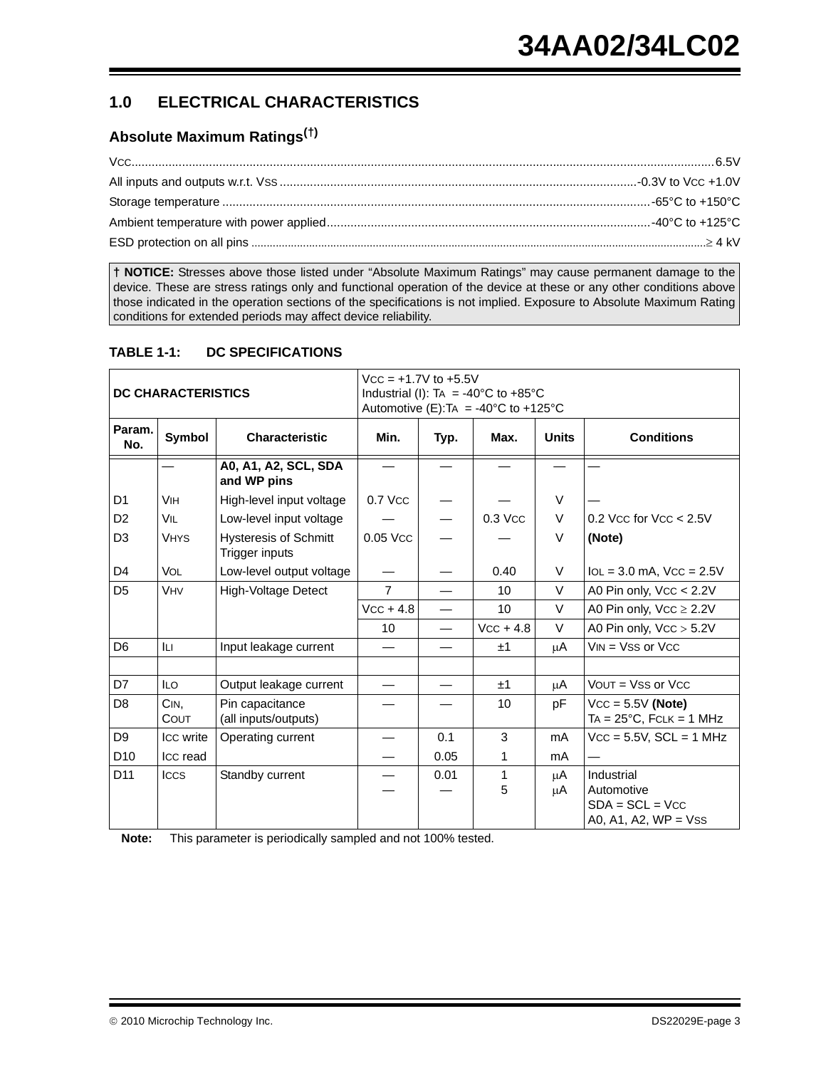## 1.0 ELECTRICAL CHARACTERISTICS

### Absolute Maximum Ratings(†)

$V_{CC}$ ........ 6.5V
All inputs and outputs w.r.t. $V_{SS}$ ........ -0.3V to $V_{CC}$ +1.0V
Storage temperature ........ -65°C to +150°C
Ambient temperature with power applied ........ -40°C to +125°C
ESD protection on all pins ........ ≥ 4 kV

**† NOTICE:** Stresses above those listed under “Absolute Maximum Ratings” may cause permanent damage to the device. These are stress ratings only and functional operation of the device at these or any other conditions above those indicated in the operation sections of the specifications is not implied. Exposure to Absolute Maximum Rating conditions for extended periods may affect device reliability.

**TABLE 1-1: DC SPECIFICATIONS**

| **DC CHARACTERISTICS** | | | $V_{CC}$ = +1.7V to +5.5V<br>Industrial (I): $T_A$ = -40°C to +85°C<br>Automotive (E): $T_A$ = -40°C to +125°C | | | | |
|---|---|---|---|---|---|---|---|
| **Param. No.** | **Symbol** | **Characteristic** | **Min.** | **Typ.** | **Max.** | **Units** | **Conditions** |
| | — | **A0, A1, A2, SCL, SDA and WP pins** | — | — | — | — | — |
| D1 | $V_{IH}$ | High-level input voltage | 0.7 $V_{CC}$ | — | — | V | — |
| D2 | $V_{IL}$ | Low-level input voltage | — | — | 0.3 $V_{CC}$ | V | 0.2 $V_{CC}$ for $V_{CC}$ < 2.5V |
| D3 | $V_{HYS}$ | Hysteresis of Schmitt Trigger inputs | 0.05 $V_{CC}$ | — | — | V | **(Note)** |
| D4 | $V_{OL}$ | Low-level output voltage | — | — | 0.40 | V | $I_{OL}$ = 3.0 mA, $V_{CC}$ = 2.5V |
| D5 | $V_{HV}$ | High-Voltage Detect | 7 | — | 10 | V | A0 Pin only, $V_{CC}$ < 2.2V |
| | | | $V_{CC}$ + 4.8 | — | 10 | V | A0 Pin only, $V_{CC}$ ≥ 2.2V |
| | | | 10 | — | $V_{CC}$ + 4.8 | V | A0 Pin only, $V_{CC}$ > 5.2V |
| D6 | $I_{LI}$ | Input leakage current | — | — | ±1 | µA | $V_{IN}$ = $V_{SS}$ or $V_{CC}$ |
| | | | | | | | |
| D7 | $I_{LO}$ | Output leakage current | — | — | ±1 | µA | $V_{OUT}$ = $V_{SS}$ or $V_{CC}$ |
| D8 | $C_{IN}$, $C_{OUT}$ | Pin capacitance (all inputs/outputs) | — | — | 10 | pF | $V_{CC}$ = 5.5V **(Note)**<br>$T_A$ = 25°C, $F_{CLK}$ = 1 MHz |
| D9 | $I_{CC}$ write | Operating current | — | 0.1 | 3 | mA | $V_{CC}$ = 5.5V, SCL = 1 MHz |
| D10 | $I_{CC}$ read | | — | 0.05 | 1 | mA | — |
| D11 | $I_{CCS}$ | Standby current | —<br>— | 0.01<br>— | 1<br>5 | µA<br>µA | Industrial<br>Automotive<br>SDA = SCL = $V_{CC}$<br>A0, A1, A2, WP = $V_{SS}$ |

**Note:** This parameter is periodically sampled and not 100% tested.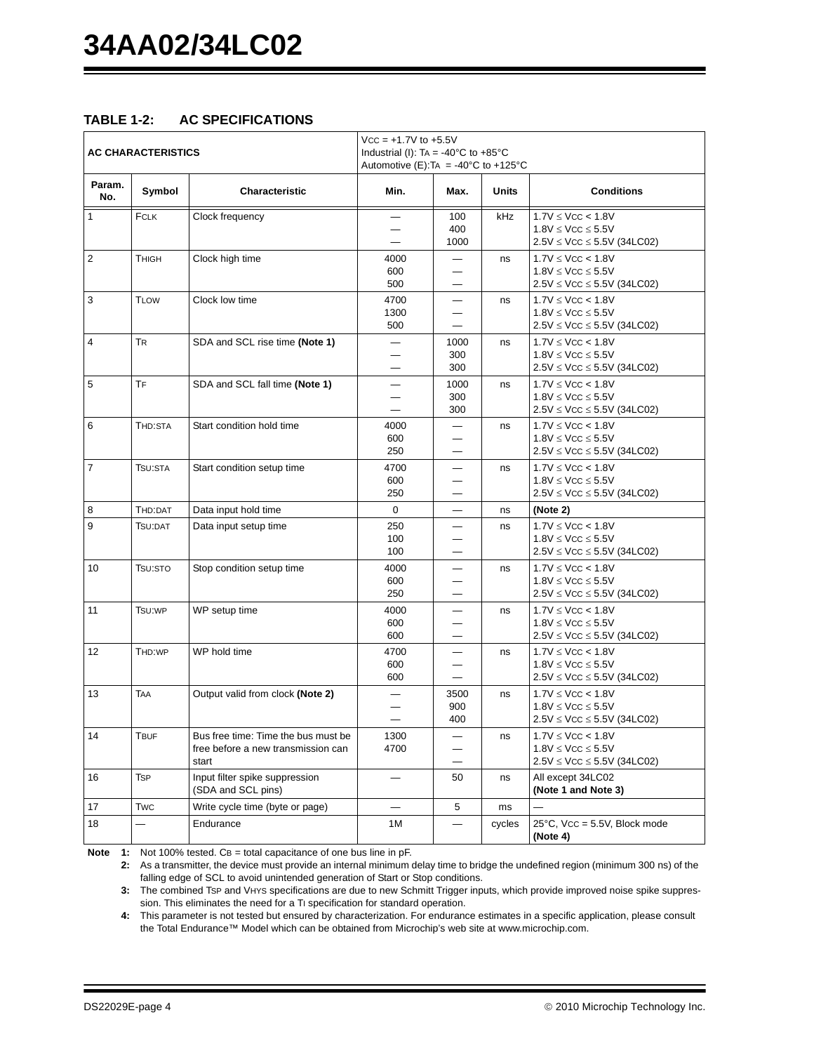## TABLE 1-2: AC SPECIFICATIONS

| AC CHARACTERISTICS | | | $V_{CC}$ = +1.7V to +5.5V<br>Industrial (I): $T_A$ = -40°C to +85°C<br>Automotive (E): $T_A$ = -40°C to +125°C | | | |
|---|---|---|---|---|---|---|
| **Param. No.** | **Symbol** | **Characteristic** | **Min.** | **Max.** | **Units** | **Conditions** |
| 1 | $F_{CLK}$ | Clock frequency | —<br>—<br>— | 100<br>400<br>1000 | kHz | 1.7V ≤ $V_{CC}$ < 1.8V<br>1.8V ≤ $V_{CC}$ ≤ 5.5V<br>2.5V ≤ $V_{CC}$ ≤ 5.5V (34LC02) |
| 2 | $T_{HIGH}$ | Clock high time | 4000<br>600<br>500 | —<br>—<br>— | ns | 1.7V ≤ $V_{CC}$ < 1.8V<br>1.8V ≤ $V_{CC}$ ≤ 5.5V<br>2.5V ≤ $V_{CC}$ ≤ 5.5V (34LC02) |
| 3 | $T_{LOW}$ | Clock low time | 4700<br>1300<br>500 | —<br>—<br>— | ns | 1.7V ≤ $V_{CC}$ < 1.8V<br>1.8V ≤ $V_{CC}$ ≤ 5.5V<br>2.5V ≤ $V_{CC}$ ≤ 5.5V (34LC02) |
| 4 | $T_R$ | SDA and SCL rise time **(Note 1)** | —<br>—<br>— | 1000<br>300<br>300 | ns | 1.7V ≤ $V_{CC}$ < 1.8V<br>1.8V ≤ $V_{CC}$ ≤ 5.5V<br>2.5V ≤ $V_{CC}$ ≤ 5.5V (34LC02) |
| 5 | $T_F$ | SDA and SCL fall time **(Note 1)** | —<br>—<br>— | 1000<br>300<br>300 | ns | 1.7V ≤ $V_{CC}$ < 1.8V<br>1.8V ≤ $V_{CC}$ ≤ 5.5V<br>2.5V ≤ $V_{CC}$ ≤ 5.5V (34LC02) |
| 6 | $T_{HD:STA}$ | Start condition hold time | 4000<br>600<br>250 | —<br>—<br>— | ns | 1.7V ≤ $V_{CC}$ < 1.8V<br>1.8V ≤ $V_{CC}$ ≤ 5.5V<br>2.5V ≤ $V_{CC}$ ≤ 5.5V (34LC02) |
| 7 | $T_{SU:STA}$ | Start condition setup time | 4700<br>600<br>250 | —<br>—<br>— | ns | 1.7V ≤ $V_{CC}$ < 1.8V<br>1.8V ≤ $V_{CC}$ ≤ 5.5V<br>2.5V ≤ $V_{CC}$ ≤ 5.5V (34LC02) |
| 8 | $T_{HD:DAT}$ | Data input hold time | 0 | — | ns | **(Note 2)** |
| 9 | $T_{SU:DAT}$ | Data input setup time | 250<br>100<br>100 | —<br>—<br>— | ns | 1.7V ≤ $V_{CC}$ < 1.8V<br>1.8V ≤ $V_{CC}$ ≤ 5.5V<br>2.5V ≤ $V_{CC}$ ≤ 5.5V (34LC02) |
| 10 | $T_{SU:STO}$ | Stop condition setup time | 4000<br>600<br>250 | —<br>—<br>— | ns | 1.7V ≤ $V_{CC}$ < 1.8V<br>1.8V ≤ $V_{CC}$ ≤ 5.5V<br>2.5V ≤ $V_{CC}$ ≤ 5.5V (34LC02) |
| 11 | $T_{SU:WP}$ | WP setup time | 4000<br>600<br>600 | —<br>—<br>— | ns | 1.7V ≤ $V_{CC}$ < 1.8V<br>1.8V ≤ $V_{CC}$ ≤ 5.5V<br>2.5V ≤ $V_{CC}$ ≤ 5.5V (34LC02) |
| 12 | $T_{HD:WP}$ | WP hold time | 4700<br>600<br>600 | —<br>—<br>— | ns | 1.7V ≤ $V_{CC}$ < 1.8V<br>1.8V ≤ $V_{CC}$ ≤ 5.5V<br>2.5V ≤ $V_{CC}$ ≤ 5.5V (34LC02) |
| 13 | $T_{AA}$ | Output valid from clock **(Note 2)** | —<br>—<br>— | 3500<br>900<br>400 | ns | 1.7V ≤ $V_{CC}$ < 1.8V<br>1.8V ≤ $V_{CC}$ ≤ 5.5V<br>2.5V ≤ $V_{CC}$ ≤ 5.5V (34LC02) |
| 14 | $T_{BUF}$ | Bus free time: Time the bus must be free before a new transmission can start | 1300<br>4700 | —<br>—<br>— | ns | 1.7V ≤ $V_{CC}$ < 1.8V<br>1.8V ≤ $V_{CC}$ ≤ 5.5V<br>2.5V ≤ $V_{CC}$ ≤ 5.5V (34LC02) |
| 16 | $T_{SP}$ | Input filter spike suppression (SDA and SCL pins) | — | 50 | ns | All except 34LC02 **(Note 1 and Note 3)** |
| 17 | $T_{WC}$ | Write cycle time (byte or page) | — | 5 | ms | — |
| 18 | — | Endurance | 1M | — | cycles | 25°C, $V_{CC}$ = 5.5V, Block mode **(Note 4)** |

**Note 1:** Not 100% tested. $C_B$ = total capacitance of one bus line in pF.

**2:** As a transmitter, the device must provide an internal minimum delay time to bridge the undefined region (minimum 300 ns) of the falling edge of SCL to avoid unintended generation of Start or Stop conditions.

**3:** The combined $T_{SP}$ and $V_{HYS}$ specifications are due to new Schmitt Trigger inputs, which provide improved noise spike suppression. This eliminates the need for a $T_I$ specification for standard operation.

**4:** This parameter is not tested but ensured by characterization. For endurance estimates in a specific application, please consult the Total Endurance™ Model which can be obtained from Microchip's web site at www.microchip.com.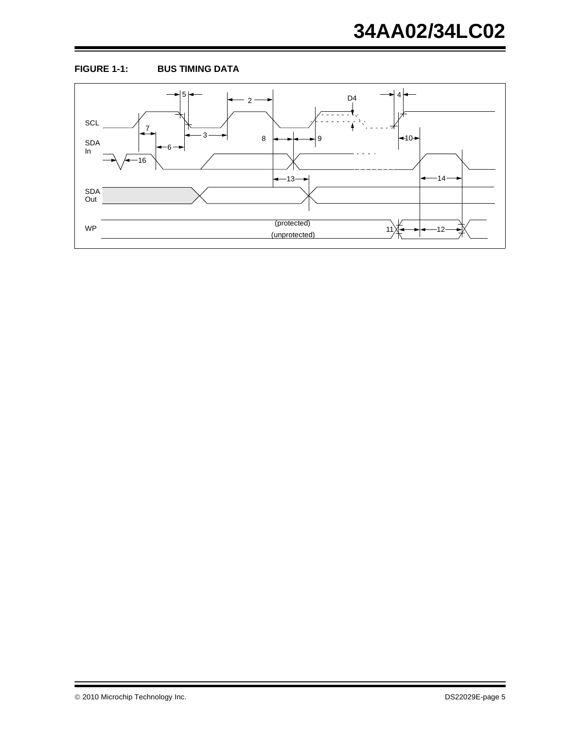**FIGURE 1-1: BUS TIMING DATA**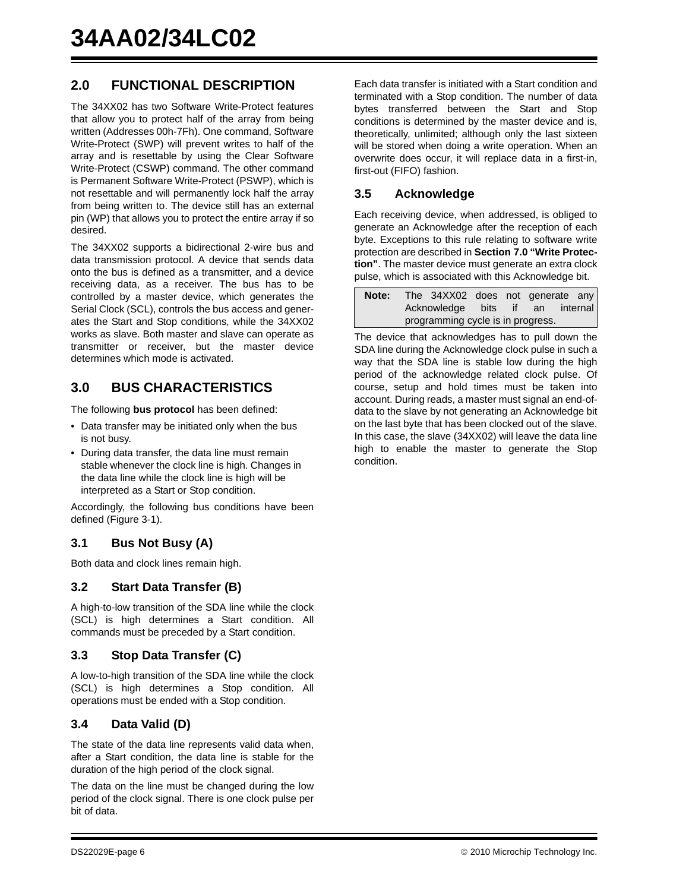## 2.0 FUNCTIONAL DESCRIPTION

The 34XX02 has two Software Write-Protect features that allow you to protect half of the array from being written (Addresses 00h-7Fh). One command, Software Write-Protect (SWP) will prevent writes to half of the array and is resettable by using the Clear Software Write-Protect (CSWP) command. The other command is Permanent Software Write-Protect (PSWP), which is not resettable and will permanently lock half the array from being written to. The device still has an external pin (WP) that allows you to protect the entire array if so desired.

The 34XX02 supports a bidirectional 2-wire bus and data transmission protocol. A device that sends data onto the bus is defined as a transmitter, and a device receiving data, as a receiver. The bus has to be controlled by a master device, which generates the Serial Clock (SCL), controls the bus access and generates the Start and Stop conditions, while the 34XX02 works as slave. Both master and slave can operate as transmitter or receiver, but the master device determines which mode is activated.

## 3.0 BUS CHARACTERISTICS

The following **bus protocol** has been defined:

- Data transfer may be initiated only when the bus is not busy.
- During data transfer, the data line must remain stable whenever the clock line is high. Changes in the data line while the clock line is high will be interpreted as a Start or Stop condition.

Accordingly, the following bus conditions have been defined (Figure 3-1).

### 3.1 Bus Not Busy (A)

Both data and clock lines remain high.

### 3.2 Start Data Transfer (B)

A high-to-low transition of the SDA line while the clock (SCL) is high determines a Start condition. All commands must be preceded by a Start condition.

### 3.3 Stop Data Transfer (C)

A low-to-high transition of the SDA line while the clock (SCL) is high determines a Stop condition. All operations must be ended with a Stop condition.

### 3.4 Data Valid (D)

The state of the data line represents valid data when, after a Start condition, the data line is stable for the duration of the high period of the clock signal.

The data on the line must be changed during the low period of the clock signal. There is one clock pulse per bit of data.

Each data transfer is initiated with a Start condition and terminated with a Stop condition. The number of data bytes transferred between the Start and Stop conditions is determined by the master device and is, theoretically, unlimited; although only the last sixteen will be stored when doing a write operation. When an overwrite does occur, it will replace data in a first-in, first-out (FIFO) fashion.

### 3.5 Acknowledge

Each receiving device, when addressed, is obliged to generate an Acknowledge after the reception of each byte. Exceptions to this rule relating to software write protection are described in **Section 7.0 “Write Protection”**. The master device must generate an extra clock pulse, which is associated with this Acknowledge bit.

| **Note:** | The 34XX02 does not generate any Acknowledge bits if an internal programming cycle is in progress. |
|---|---|

The device that acknowledges has to pull down the SDA line during the Acknowledge clock pulse in such a way that the SDA line is stable low during the high period of the acknowledge related clock pulse. Of course, setup and hold times must be taken into account. During reads, a master must signal an end-of-data to the slave by not generating an Acknowledge bit on the last byte that has been clocked out of the slave. In this case, the slave (34XX02) will leave the data line high to enable the master to generate the Stop condition.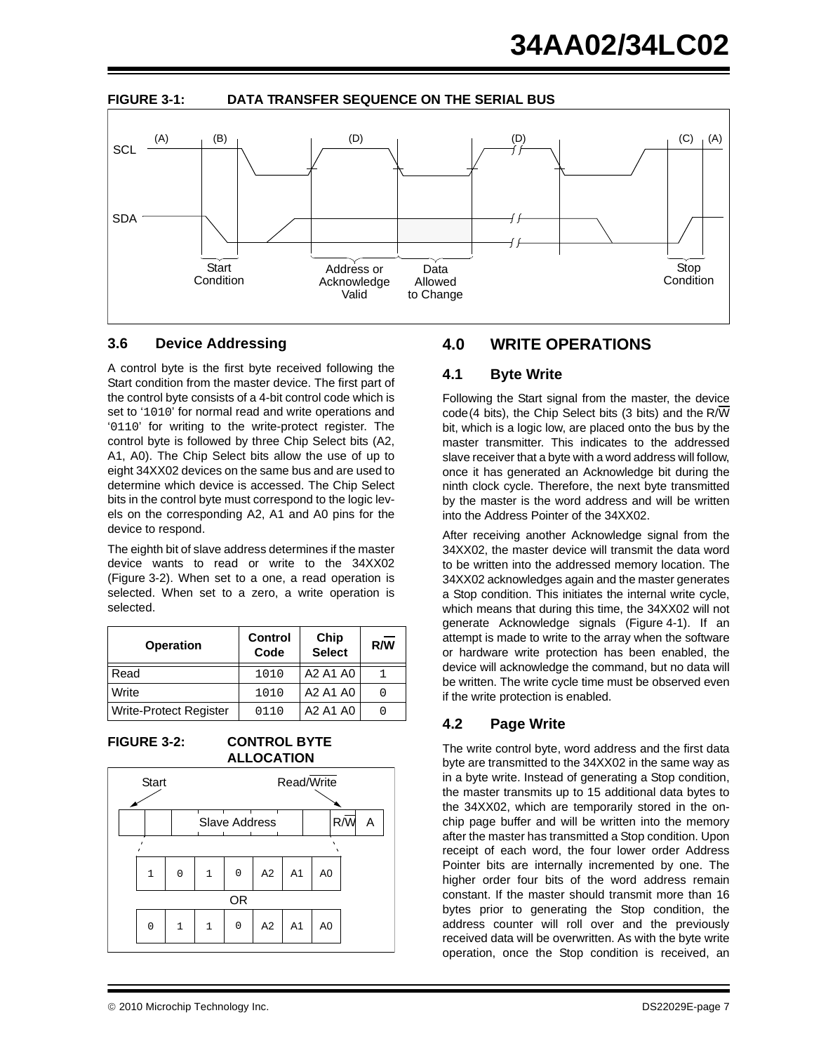**FIGURE 3-1: DATA TRANSFER SEQUENCE ON THE SERIAL BUS**

(A) (B) (D) (D) (C) (A)

SCL

SDA

Start Condition | Address or Acknowledge Valid | Data Allowed to Change | Stop Condition

### 3.6 Device Addressing

A control byte is the first byte received following the Start condition from the master device. The first part of the control byte consists of a 4-bit control code which is set to '1010' for normal read and write operations and '0110' for writing to the write-protect register. The control byte is followed by three Chip Select bits (A2, A1, A0). The Chip Select bits allow the use of up to eight 34XX02 devices on the same bus and are used to determine which device is accessed. The Chip Select bits in the control byte must correspond to the logic levels on the corresponding A2, A1 and A0 pins for the device to respond.

The eighth bit of slave address determines if the master device wants to read or write to the 34XX02 (Figure 3-2). When set to a one, a read operation is selected. When set to a zero, a write operation is selected.

| Operation | Control Code | Chip Select | $R/\overline{W}$ |
|---|---|---|---|
| Read | 1010 | A2 A1 A0 | 1 |
| Write | 1010 | A2 A1 A0 | 0 |
| Write-Protect Register | 0110 | A2 A1 A0 | 0 |

**FIGURE 3-2: CONTROL BYTE ALLOCATION**

Start | Read/$\overline{\text{Write}}$

Slave Address | $R/\overline{W}$ | A

| 1 | 0 | 1 | 0 | A2 | A1 | A0 |
|---|---|---|---|---|---|---|

OR

| 0 | 1 | 1 | 0 | A2 | A1 | A0 |
|---|---|---|---|---|---|---|

## 4.0 WRITE OPERATIONS

### 4.1 Byte Write

Following the Start signal from the master, the device code (4 bits), the Chip Select bits (3 bits) and the $R/\overline{W}$ bit, which is a logic low, are placed onto the bus by the master transmitter. This indicates to the addressed slave receiver that a byte with a word address will follow, once it has generated an Acknowledge bit during the ninth clock cycle. Therefore, the next byte transmitted by the master is the word address and will be written into the Address Pointer of the 34XX02.

After receiving another Acknowledge signal from the 34XX02, the master device will transmit the data word to be written into the addressed memory location. The 34XX02 acknowledges again and the master generates a Stop condition. This initiates the internal write cycle, which means that during this time, the 34XX02 will not generate Acknowledge signals (Figure 4-1). If an attempt is made to write to the array when the software or hardware write protection has been enabled, the device will acknowledge the command, but no data will be written. The write cycle time must be observed even if the write protection is enabled.

### 4.2 Page Write

The write control byte, word address and the first data byte are transmitted to the 34XX02 in the same way as in a byte write. Instead of generating a Stop condition, the master transmits up to 15 additional data bytes to the 34XX02, which are temporarily stored in the on-chip page buffer and will be written into the memory after the master has transmitted a Stop condition. Upon receipt of each word, the four lower order Address Pointer bits are internally incremented by one. The higher order four bits of the word address remain constant. If the master should transmit more than 16 bytes prior to generating the Stop condition, the address counter will roll over and the previously received data will be overwritten. As with the byte write operation, once the Stop condition is received, an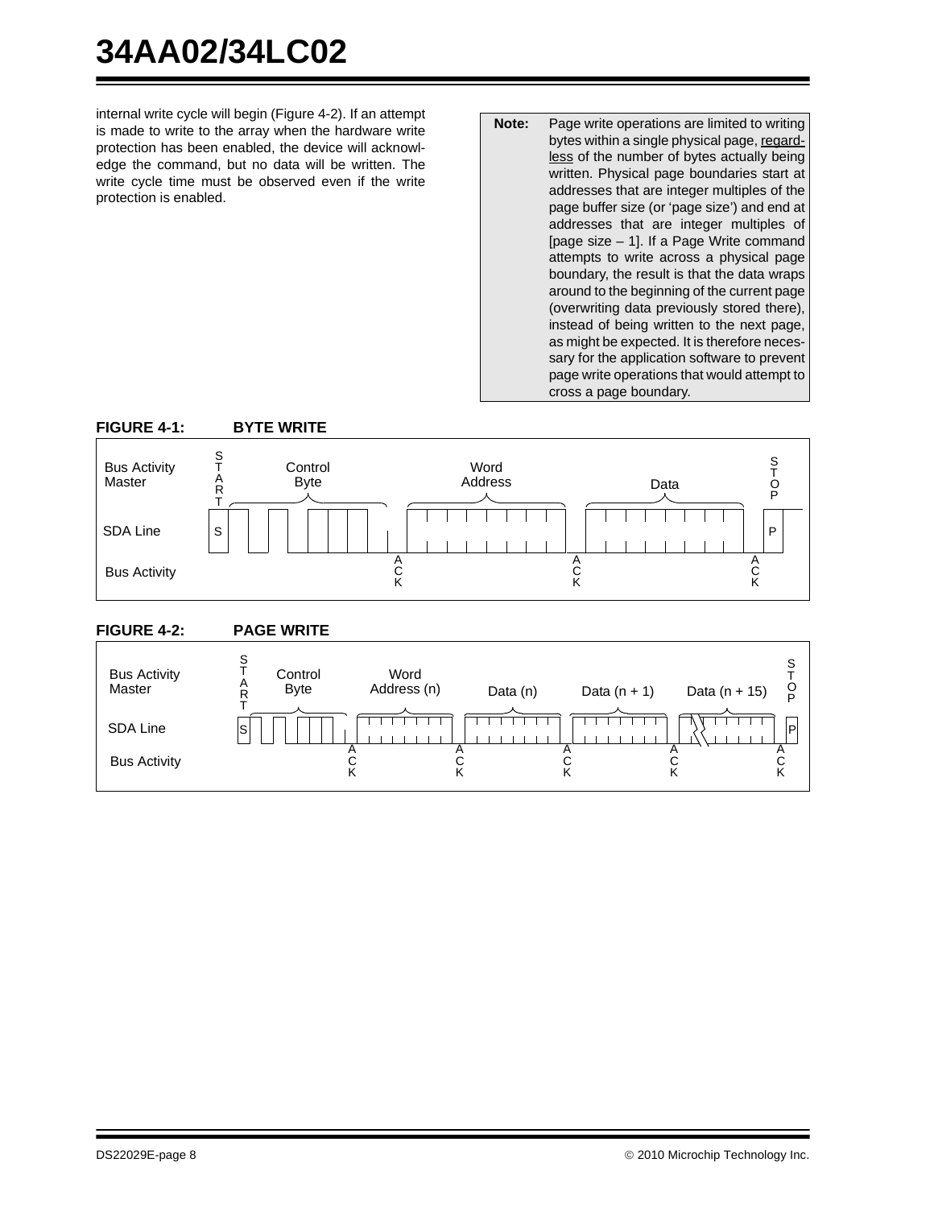internal write cycle will begin (Figure 4-2). If an attempt is made to write to the array when the hardware write protection has been enabled, the device will acknowledge the command, but no data will be written. The write cycle time must be observed even if the write protection is enabled.

> **Note:** Page write operations are limited to writing bytes within a single physical page, regardless of the number of bytes actually being written. Physical page boundaries start at addresses that are integer multiples of the page buffer size (or 'page size') and end at addresses that are integer multiples of [page size – 1]. If a Page Write command attempts to write across a physical page boundary, the result is that the data wraps around to the beginning of the current page (overwriting data previously stored there), instead of being written to the next page, as might be expected. It is therefore necessary for the application software to prevent page write operations that would attempt to cross a page boundary.

**FIGURE 4-1: BYTE WRITE**

**FIGURE 4-2: PAGE WRITE**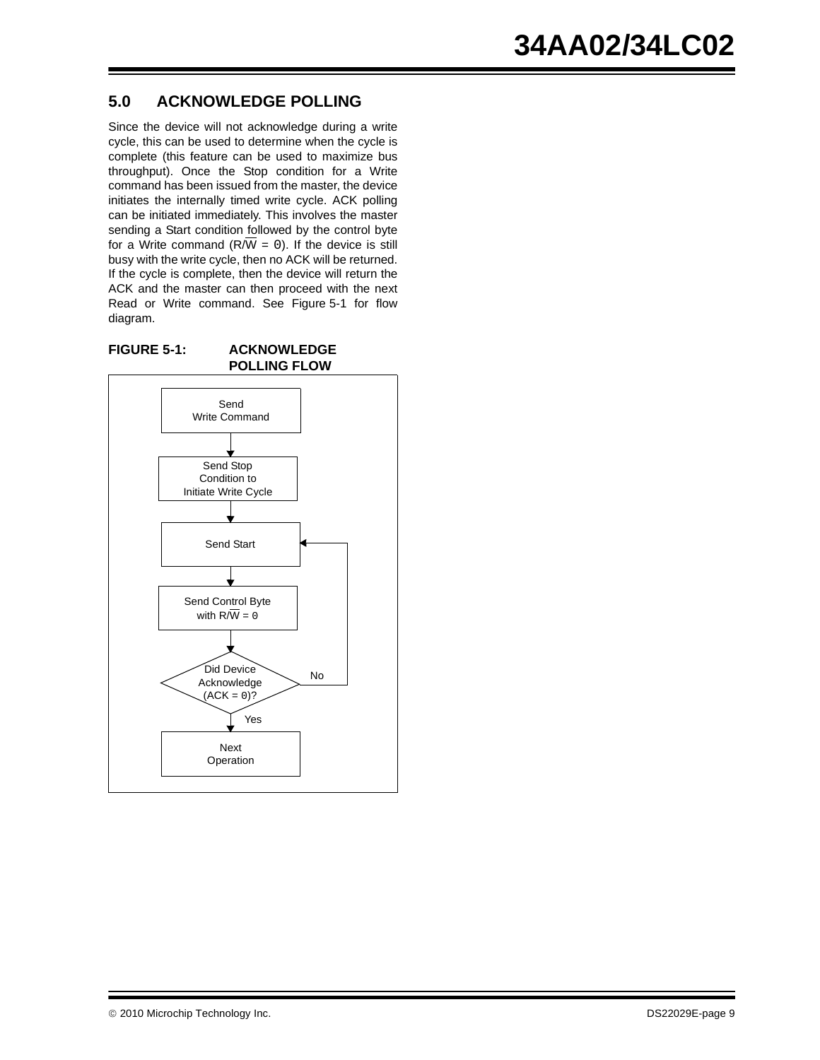## 5.0 ACKNOWLEDGE POLLING

Since the device will not acknowledge during a write cycle, this can be used to determine when the cycle is complete (this feature can be used to maximize bus throughput). Once the Stop condition for a Write command has been issued from the master, the device initiates the internally timed write cycle. ACK polling can be initiated immediately. This involves the master sending a Start condition followed by the control byte for a Write command (R/$\overline{W}$ = 0). If the device is still busy with the write cycle, then no ACK will be returned. If the cycle is complete, then the device will return the ACK and the master can then proceed with the next Read or Write command. See Figure 5-1 for flow diagram.

**FIGURE 5-1: ACKNOWLEDGE POLLING FLOW**

Send Write Command → Send Stop Condition to Initiate Write Cycle → Send Start → Send Control Byte with R/$\overline{W}$ = 0 → Did Device Acknowledge (ACK = 0)? — No: return to Send Start; Yes: Next Operation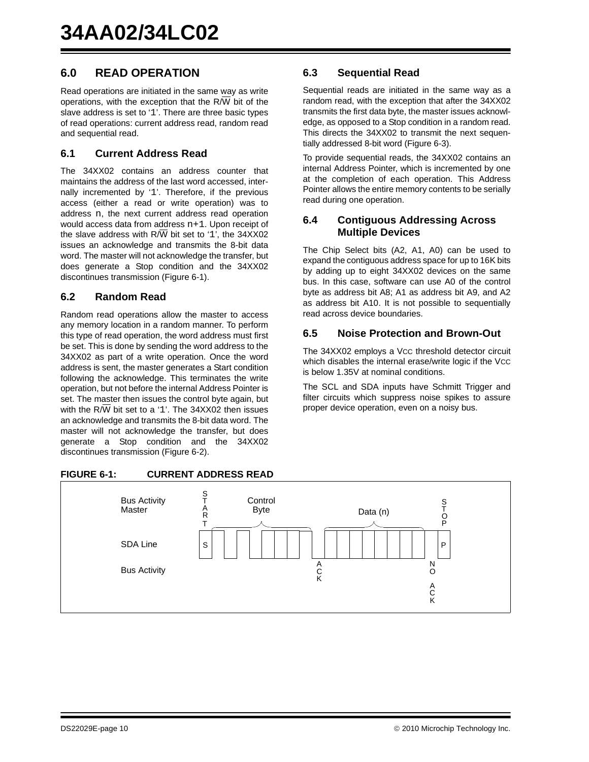## 6.0 READ OPERATION

Read operations are initiated in the same way as write operations, with the exception that the R/$\overline{W}$ bit of the slave address is set to '1'. There are three basic types of read operations: current address read, random read and sequential read.

### 6.1 Current Address Read

The 34XX02 contains an address counter that maintains the address of the last word accessed, internally incremented by '1'. Therefore, if the previous access (either a read or write operation) was to address n, the next current address read operation would access data from address n+1. Upon receipt of the slave address with R/$\overline{W}$ bit set to '1', the 34XX02 issues an acknowledge and transmits the 8-bit data word. The master will not acknowledge the transfer, but does generate a Stop condition and the 34XX02 discontinues transmission (Figure 6-1).

### 6.2 Random Read

Random read operations allow the master to access any memory location in a random manner. To perform this type of read operation, the word address must first be set. This is done by sending the word address to the 34XX02 as part of a write operation. Once the word address is sent, the master generates a Start condition following the acknowledge. This terminates the write operation, but not before the internal Address Pointer is set. The master then issues the control byte again, but with the R/$\overline{W}$ bit set to a '1'. The 34XX02 then issues an acknowledge and transmits the 8-bit data word. The master will not acknowledge the transfer, but does generate a Stop condition and the 34XX02 discontinues transmission (Figure 6-2).

### 6.3 Sequential Read

Sequential reads are initiated in the same way as a random read, with the exception that after the 34XX02 transmits the first data byte, the master issues acknowledge, as opposed to a Stop condition in a random read. This directs the 34XX02 to transmit the next sequentially addressed 8-bit word (Figure 6-3).

To provide sequential reads, the 34XX02 contains an internal Address Pointer, which is incremented by one at the completion of each operation. This Address Pointer allows the entire memory contents to be serially read during one operation.

### 6.4 Contiguous Addressing Across Multiple Devices

The Chip Select bits (A2, A1, A0) can be used to expand the contiguous address space for up to 16K bits by adding up to eight 34XX02 devices on the same bus. In this case, software can use A0 of the control byte as address bit A8; A1 as address bit A9, and A2 as address bit A10. It is not possible to sequentially read across device boundaries.

### 6.5 Noise Protection and Brown-Out

The 34XX02 employs a $V_{CC}$ threshold detector circuit which disables the internal erase/write logic if the $V_{CC}$ is below 1.35V at nominal conditions.

The SCL and SDA inputs have Schmitt Trigger and filter circuits which suppress noise spikes to assure proper device operation, even on a noisy bus.

**FIGURE 6-1: CURRENT ADDRESS READ**

| Bus Activity Master | START | Control Byte | | Data (n) | | STOP |
|---|---|---|---|---|---|---|
| SDA Line | S | | | | | P |
| Bus Activity | | | ACK | | NO ACK | |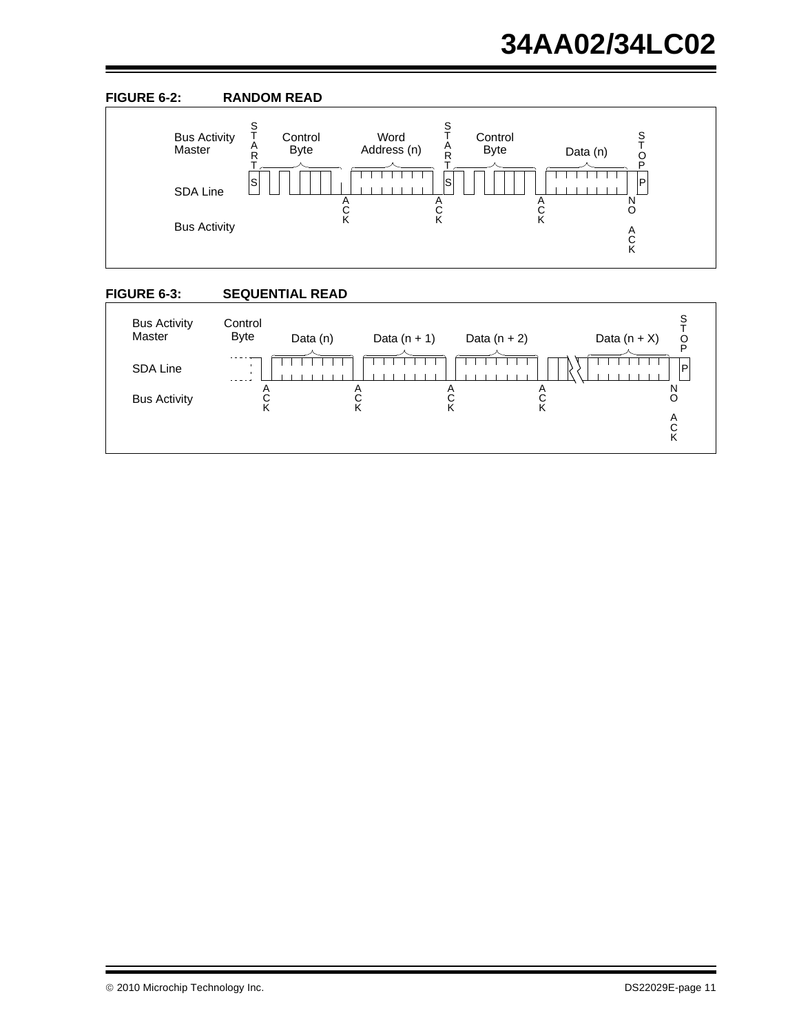**FIGURE 6-2: RANDOM READ**

Bus Activity Master: START, Control Byte, Word Address (n), START, Control Byte, Data (n), STOP

SDA Line: S ... S ... P

Bus Activity: ACK, ACK, ACK, NO ACK

**FIGURE 6-3: SEQUENTIAL READ**

Bus Activity Master: Control Byte, Data (n), Data (n + 1), Data (n + 2), Data (n + X), STOP

SDA Line: ... P

Bus Activity: ACK, ACK, ACK, ACK, NO ACK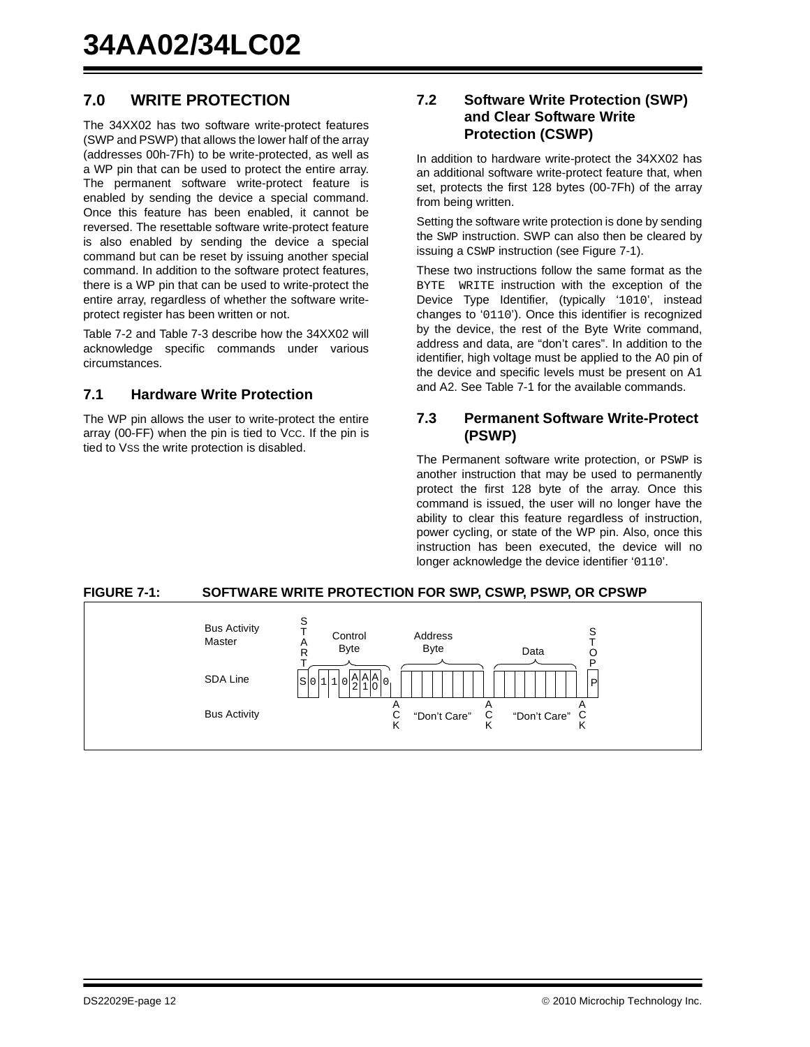## 7.0 WRITE PROTECTION

The 34XX02 has two software write-protect features (SWP and PSWP) that allows the lower half of the array (addresses 00h-7Fh) to be write-protected, as well as a WP pin that can be used to protect the entire array. The permanent software write-protect feature is enabled by sending the device a special command. Once this feature has been enabled, it cannot be reversed. The resettable software write-protect feature is also enabled by sending the device a special command but can be reset by issuing another special command. In addition to the software protect features, there is a WP pin that can be used to write-protect the entire array, regardless of whether the software write-protect register has been written or not.

Table 7-2 and Table 7-3 describe how the 34XX02 will acknowledge specific commands under various circumstances.

### 7.1 Hardware Write Protection

The WP pin allows the user to write-protect the entire array (00-FF) when the pin is tied to VCC. If the pin is tied to VSS the write protection is disabled.

### 7.2 Software Write Protection (SWP) and Clear Software Write Protection (CSWP)

In addition to hardware write-protect the 34XX02 has an additional software write-protect feature that, when set, protects the first 128 bytes (00-7Fh) of the array from being written.

Setting the software write protection is done by sending the SWP instruction. SWP can also then be cleared by issuing a CSWP instruction (see Figure 7-1).

These two instructions follow the same format as the BYTE WRITE instruction with the exception of the Device Type Identifier, (typically '1010', instead changes to '0110'). Once this identifier is recognized by the device, the rest of the Byte Write command, address and data, are "don't cares". In addition to the identifier, high voltage must be applied to the A0 pin of the device and specific levels must be present on A1 and A2. See Table 7-1 for the available commands.

### 7.3 Permanent Software Write-Protect (PSWP)

The Permanent software write protection, or PSWP is another instruction that may be used to permanently protect the first 128 byte of the array. Once this command is issued, the user will no longer have the ability to clear this feature regardless of instruction, power cycling, or state of the WP pin. Also, once this instruction has been executed, the device will no longer acknowledge the device identifier '0110'.

**FIGURE 7-1: SOFTWARE WRITE PROTECTION FOR SWP, CSWP, PSWP, OR CPSWP**

| | | | | | |
|---|---|---|---|---|---|
| Bus Activity Master | START | Control Byte | Address Byte | Data | STOP |
| SDA Line | S | 0 1 1 0 A2 A1 A0 0 | | | P |
| Bus Activity | | ACK | "Don't Care" ACK | "Don't Care" ACK | |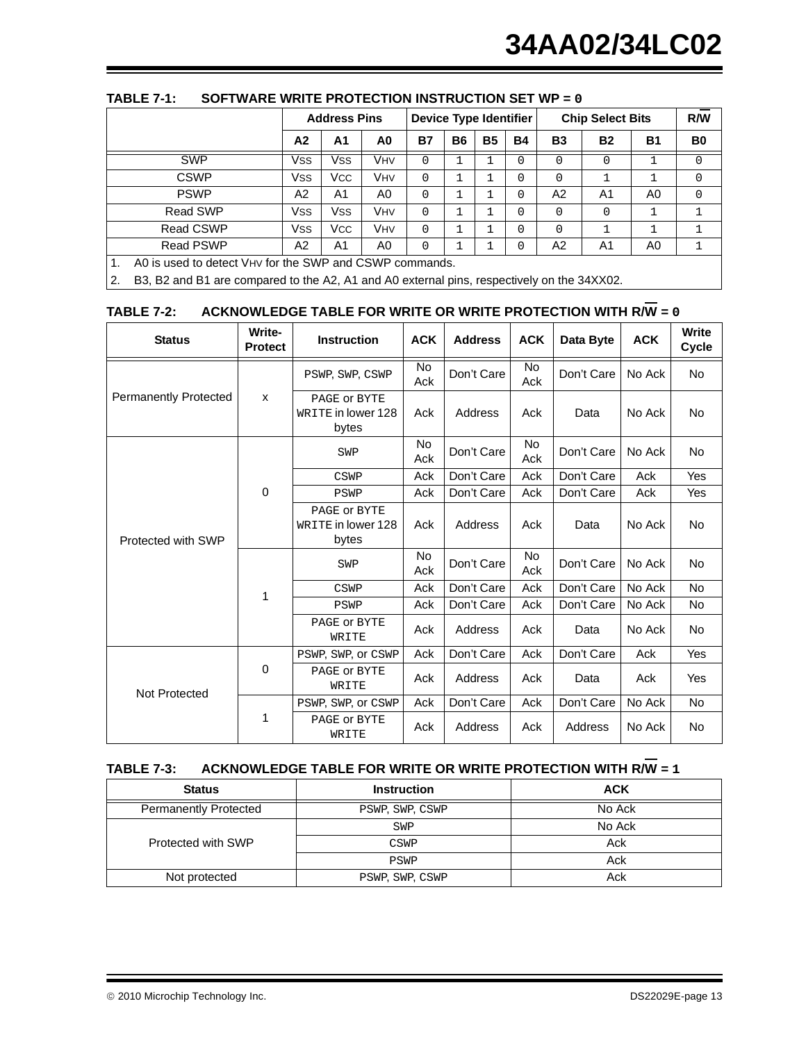**TABLE 7-1: SOFTWARE WRITE PROTECTION INSTRUCTION SET WP = 0**

| | Address Pins | | | Device Type Identifier | | | | Chip Select Bits | | | R/$\overline{W}$ |
|---|---|---|---|---|---|---|---|---|---|---|---|
| | A2 | A1 | A0 | B7 | B6 | B5 | B4 | B3 | B2 | B1 | B0 |
| SWP | VSS | VSS | VHV | 0 | 1 | 1 | 0 | 0 | 0 | 1 | 0 |
| CSWP | VSS | VCC | VHV | 0 | 1 | 1 | 0 | 0 | 1 | 1 | 0 |
| PSWP | A2 | A1 | A0 | 0 | 1 | 1 | 0 | A2 | A1 | A0 | 0 |
| Read SWP | VSS | VSS | VHV | 0 | 1 | 1 | 0 | 0 | 0 | 1 | 1 |
| Read CSWP | VSS | VCC | VHV | 0 | 1 | 1 | 0 | 0 | 1 | 1 | 1 |
| Read PSWP | A2 | A1 | A0 | 0 | 1 | 1 | 0 | A2 | A1 | A0 | 1 |

1. A0 is used to detect VHV for the SWP and CSWP commands.
2. B3, B2 and B1 are compared to the A2, A1 and A0 external pins, respectively on the 34XX02.

**TABLE 7-2: ACKNOWLEDGE TABLE FOR WRITE OR WRITE PROTECTION WITH R/$\overline{W}$ = 0**

| Status | Write-Protect | Instruction | ACK | Address | ACK | Data Byte | ACK | Write Cycle |
|---|---|---|---|---|---|---|---|---|
| Permanently Protected | x | PSWP, SWP, CSWP | No Ack | Don't Care | No Ack | Don't Care | No Ack | No |
| | | PAGE or BYTE WRITE in lower 128 bytes | Ack | Address | Ack | Data | No Ack | No |
| Protected with SWP | 0 | SWP | No Ack | Don't Care | No Ack | Don't Care | No Ack | No |
| | | CSWP | Ack | Don't Care | Ack | Don't Care | Ack | Yes |
| | | PSWP | Ack | Don't Care | Ack | Don't Care | Ack | Yes |
| | | PAGE or BYTE WRITE in lower 128 bytes | Ack | Address | Ack | Data | No Ack | No |
| | 1 | SWP | No Ack | Don't Care | No Ack | Don't Care | No Ack | No |
| | | CSWP | Ack | Don't Care | Ack | Don't Care | No Ack | No |
| | | PSWP | Ack | Don't Care | Ack | Don't Care | No Ack | No |
| | | PAGE or BYTE WRITE | Ack | Address | Ack | Data | No Ack | No |
| Not Protected | 0 | PSWP, SWP, or CSWP | Ack | Don't Care | Ack | Don't Care | Ack | Yes |
| | | PAGE or BYTE WRITE | Ack | Address | Ack | Data | Ack | Yes |
| | 1 | PSWP, SWP, or CSWP | Ack | Don't Care | Ack | Don't Care | No Ack | No |
| | | PAGE or BYTE WRITE | Ack | Address | Ack | Address | No Ack | No |

**TABLE 7-3: ACKNOWLEDGE TABLE FOR WRITE OR WRITE PROTECTION WITH R/$\overline{W}$ = 1**

| Status | Instruction | ACK |
|---|---|---|
| Permanently Protected | PSWP, SWP, CSWP | No Ack |
| Protected with SWP | SWP | No Ack |
| | CSWP | Ack |
| | PSWP | Ack |
| Not protected | PSWP, SWP, CSWP | Ack |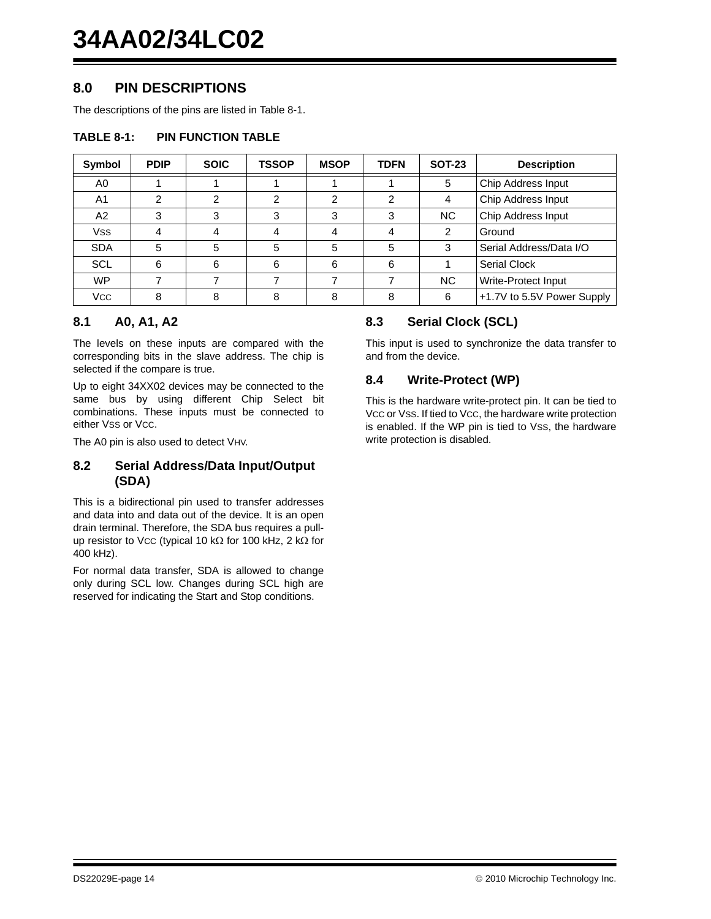# 8.0 PIN DESCRIPTIONS

The descriptions of the pins are listed in Table 8-1.

**TABLE 8-1: PIN FUNCTION TABLE**

| Symbol | PDIP | SOIC | TSSOP | MSOP | TDFN | SOT-23 | Description |
|---|---|---|---|---|---|---|---|
| A0 | 1 | 1 | 1 | 1 | 1 | 5 | Chip Address Input |
| A1 | 2 | 2 | 2 | 2 | 2 | 4 | Chip Address Input |
| A2 | 3 | 3 | 3 | 3 | 3 | NC | Chip Address Input |
| $V_{SS}$ | 4 | 4 | 4 | 4 | 4 | 2 | Ground |
| SDA | 5 | 5 | 5 | 5 | 5 | 3 | Serial Address/Data I/O |
| SCL | 6 | 6 | 6 | 6 | 6 | 1 | Serial Clock |
| WP | 7 | 7 | 7 | 7 | 7 | NC | Write-Protect Input |
| $V_{CC}$ | 8 | 8 | 8 | 8 | 8 | 6 | +1.7V to 5.5V Power Supply |

## 8.1 A0, A1, A2

The levels on these inputs are compared with the corresponding bits in the slave address. The chip is selected if the compare is true.

Up to eight 34XX02 devices may be connected to the same bus by using different Chip Select bit combinations. These inputs must be connected to either $V_{SS}$ or $V_{CC}$.

The A0 pin is also used to detect $V_{HV}$.

## 8.2 Serial Address/Data Input/Output (SDA)

This is a bidirectional pin used to transfer addresses and data into and data out of the device. It is an open drain terminal. Therefore, the SDA bus requires a pull-up resistor to $V_{CC}$ (typical 10 kΩ for 100 kHz, 2 kΩ for 400 kHz).

For normal data transfer, SDA is allowed to change only during SCL low. Changes during SCL high are reserved for indicating the Start and Stop conditions.

## 8.3 Serial Clock (SCL)

This input is used to synchronize the data transfer to and from the device.

## 8.4 Write-Protect (WP)

This is the hardware write-protect pin. It can be tied to $V_{CC}$ or $V_{SS}$. If tied to $V_{CC}$, the hardware write protection is enabled. If the WP pin is tied to $V_{SS}$, the hardware write protection is disabled.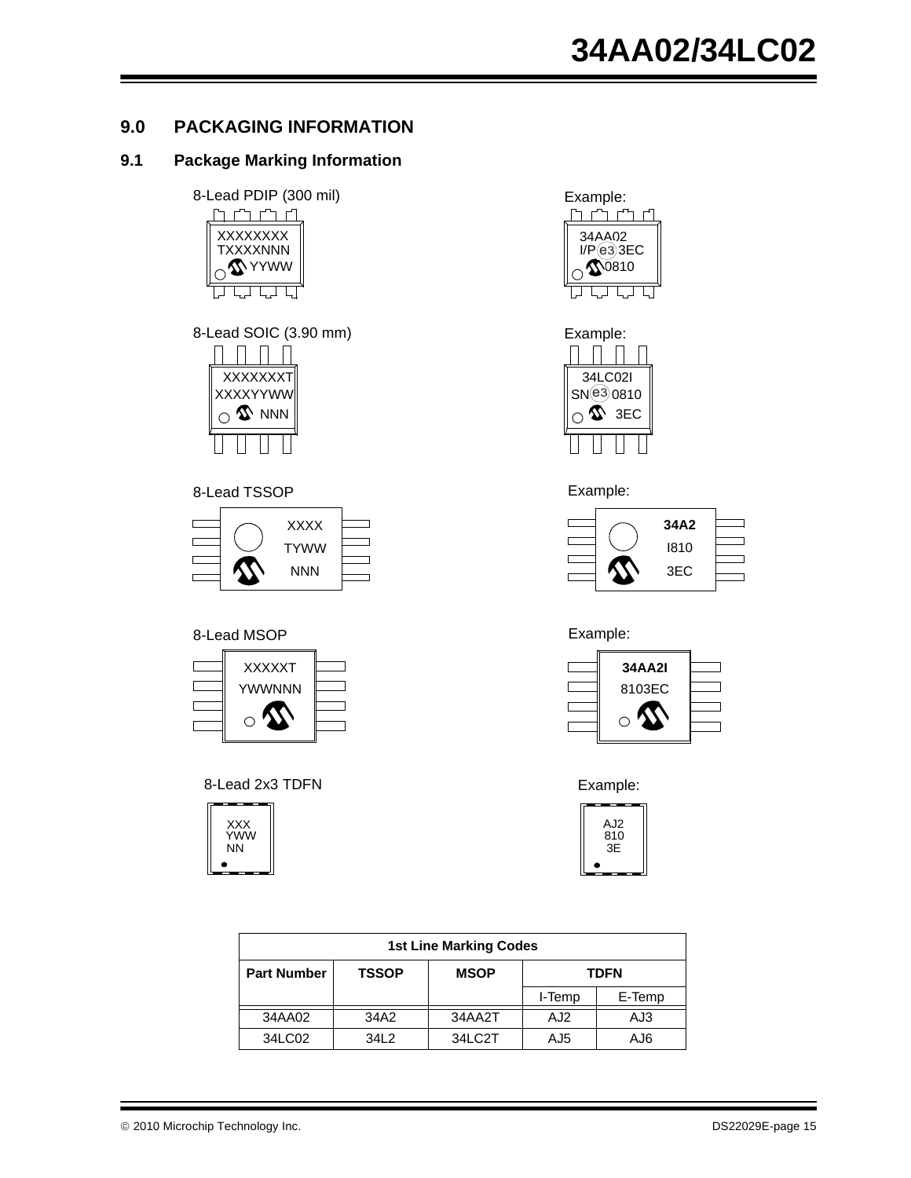## 9.0 PACKAGING INFORMATION

### 9.1 Package Marking Information

8-Lead PDIP (300 mil)

```
XXXXXXXX
TXXXXNNN
YYWW
```

Example:

```
34AA02
I/P e3 3EC
0810
```

8-Lead SOIC (3.90 mm)

```
XXXXXXXT
XXXXYYWW
NNN
```

Example:

```
34LC02I
SN e3 0810
3EC
```

8-Lead TSSOP

```
XXXX
TYWW
NNN
```

Example:

```
34A2
I810
3EC
```

8-Lead MSOP

```
XXXXXT
YWWNNN
```

Example:

```
34AA2I
8103EC
```

8-Lead 2x3 TDFN

```
XXX
YWW
NN
```

Example:

```
AJ2
810
3E
```

| 1st Line Marking Codes | | | | |
|---|---|---|---|---|
| Part Number | TSSOP | MSOP | TDFN | |
| | | | I-Temp | E-Temp |
| 34AA02 | 34A2 | 34AA2T | AJ2 | AJ3 |
| 34LC02 | 34L2 | 34LC2T | AJ5 | AJ6 |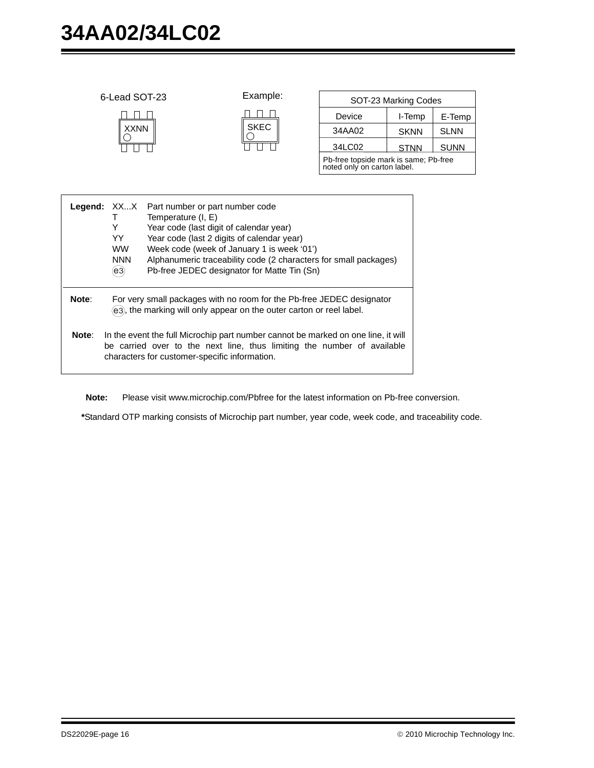6-Lead SOT-23

XXNN

Example:

SKEC

| SOT-23 Marking Codes | | |
|---|---|---|
| Device | I-Temp | E-Temp |
| 34AA02 | SKNN | SLNN |
| 34LC02 | STNN | SUNN |
| Pb-free topside mark is same; Pb-free noted only on carton label. | | |

**Legend:**

| | |
|---|---|
| XX...X | Part number or part number code |
| T | Temperature (I, E) |
| Y | Year code (last digit of calendar year) |
| YY | Year code (last 2 digits of calendar year) |
| WW | Week code (week of January 1 is week '01') |
| NNN | Alphanumeric traceability code (2 characters for small packages) |
| (e3) | Pb-free JEDEC designator for Matte Tin (Sn) |

**Note**: For very small packages with no room for the Pb-free JEDEC designator (e3), the marking will only appear on the outer carton or reel label.

**Note**: In the event the full Microchip part number cannot be marked on one line, it will be carried over to the next line, thus limiting the number of available characters for customer-specific information.

**Note:** Please visit www.microchip.com/Pbfree for the latest information on Pb-free conversion.

***Standard OTP marking consists of Microchip part number, year code, week code, and traceability code.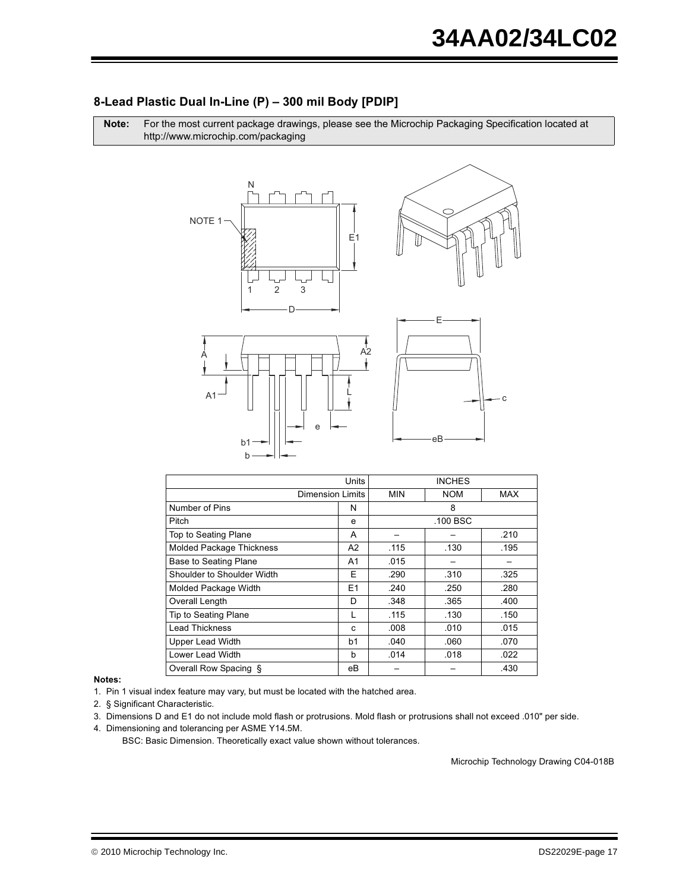## 8-Lead Plastic Dual In-Line (P) – 300 mil Body [PDIP]

**Note:** For the most current package drawings, please see the Microchip Packaging Specification located at http://www.microchip.com/packaging

| Units | | INCHES | | |
|---|---|---|---|---|
| Dimension Limits | | MIN | NOM | MAX |
| Number of Pins | N | | 8 | |
| Pitch | e | | .100 BSC | |
| Top to Seating Plane | A | – | – | .210 |
| Molded Package Thickness | A2 | .115 | .130 | .195 |
| Base to Seating Plane | A1 | .015 | – | – |
| Shoulder to Shoulder Width | E | .290 | .310 | .325 |
| Molded Package Width | E1 | .240 | .250 | .280 |
| Overall Length | D | .348 | .365 | .400 |
| Tip to Seating Plane | L | .115 | .130 | .150 |
| Lead Thickness | c | .008 | .010 | .015 |
| Upper Lead Width | b1 | .040 | .060 | .070 |
| Lower Lead Width | b | .014 | .018 | .022 |
| Overall Row Spacing § | eB | – | – | .430 |

**Notes:**

1. Pin 1 visual index feature may vary, but must be located with the hatched area.
2. § Significant Characteristic.
3. Dimensions D and E1 do not include mold flash or protrusions. Mold flash or protrusions shall not exceed .010" per side.
4. Dimensioning and tolerancing per ASME Y14.5M.

   BSC: Basic Dimension. Theoretically exact value shown without tolerances.

Microchip Technology Drawing C04-018B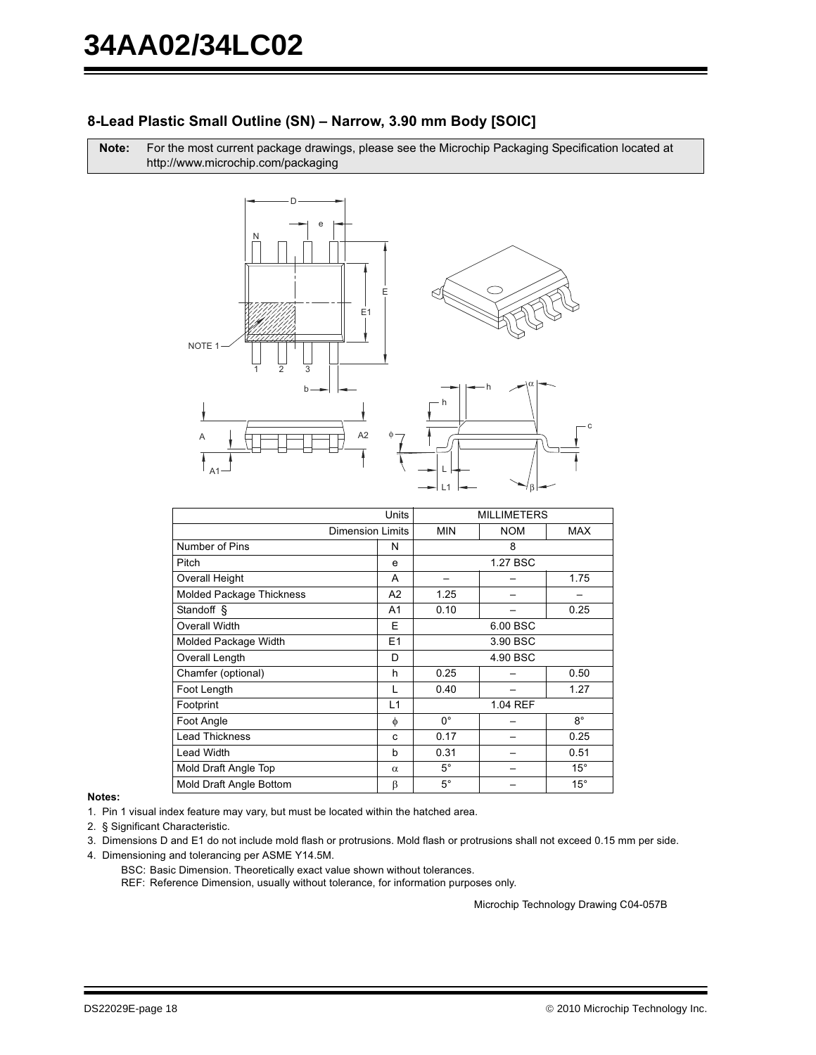## 8-Lead Plastic Small Outline (SN) – Narrow, 3.90 mm Body [SOIC]

**Note:** For the most current package drawings, please see the Microchip Packaging Specification located at http://www.microchip.com/packaging

| Units | | MILLIMETERS | | |
|---|---|---|---|---|
| Dimension Limits | | MIN | NOM | MAX |
| Number of Pins | N | | 8 | |
| Pitch | e | | 1.27 BSC | |
| Overall Height | A | – | – | 1.75 |
| Molded Package Thickness | A2 | 1.25 | – | – |
| Standoff § | A1 | 0.10 | – | 0.25 |
| Overall Width | E | | 6.00 BSC | |
| Molded Package Width | E1 | | 3.90 BSC | |
| Overall Length | D | | 4.90 BSC | |
| Chamfer (optional) | h | 0.25 | – | 0.50 |
| Foot Length | L | 0.40 | – | 1.27 |
| Footprint | L1 | | 1.04 REF | |
| Foot Angle | $\phi$ | 0° | – | 8° |
| Lead Thickness | c | 0.17 | – | 0.25 |
| Lead Width | b | 0.31 | – | 0.51 |
| Mold Draft Angle Top | $\alpha$ | 5° | – | 15° |
| Mold Draft Angle Bottom | $\beta$ | 5° | – | 15° |

**Notes:**

1. Pin 1 visual index feature may vary, but must be located within the hatched area.
2. § Significant Characteristic.
3. Dimensions D and E1 do not include mold flash or protrusions. Mold flash or protrusions shall not exceed 0.15 mm per side.
4. Dimensioning and tolerancing per ASME Y14.5M.

   BSC: Basic Dimension. Theoretically exact value shown without tolerances.

   REF: Reference Dimension, usually without tolerance, for information purposes only.

Microchip Technology Drawing C04-057B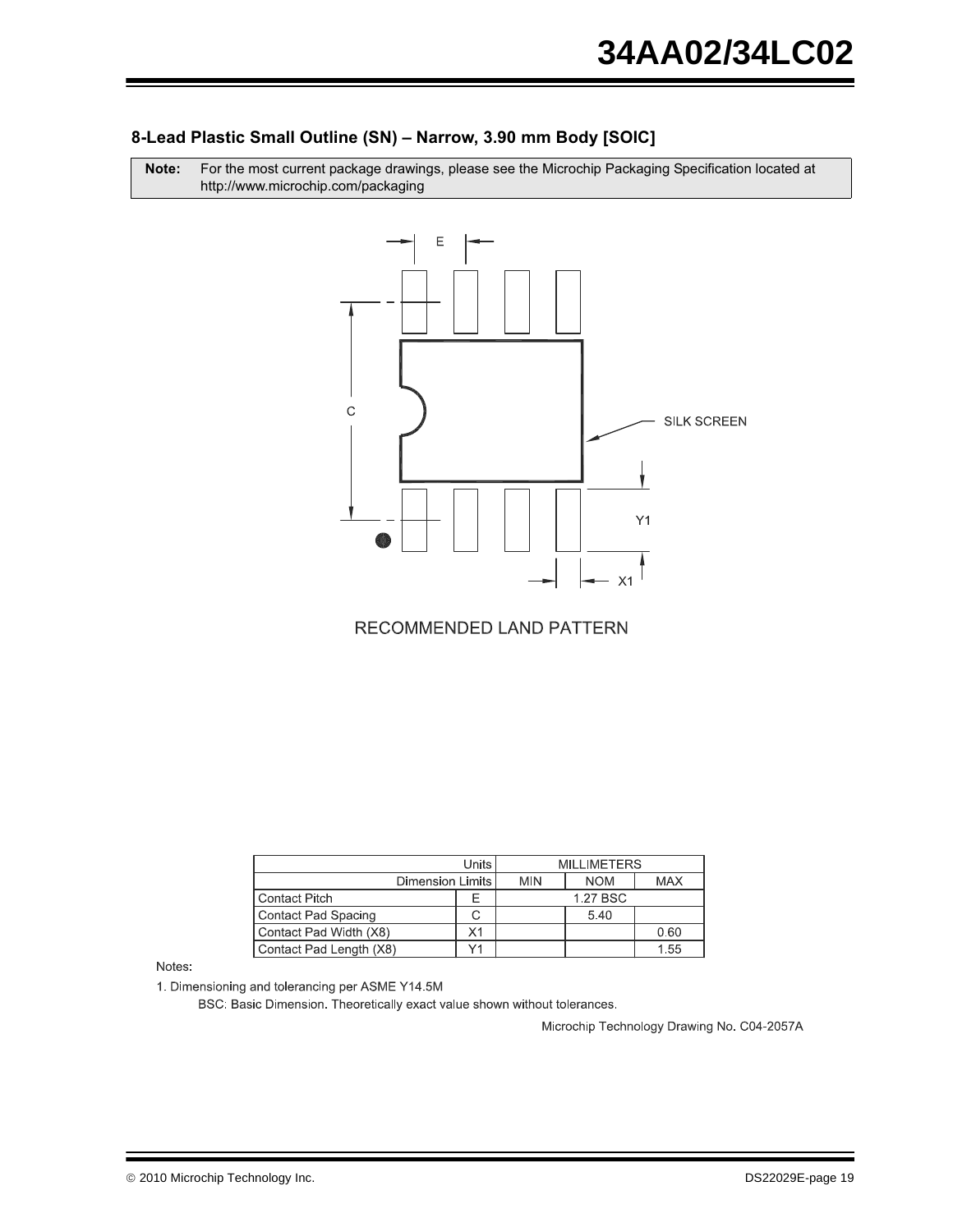## 8-Lead Plastic Small Outline (SN) – Narrow, 3.90 mm Body [SOIC]

**Note:** For the most current package drawings, please see the Microchip Packaging Specification located at http://www.microchip.com/packaging

RECOMMENDED LAND PATTERN

| Units | | MILLIMETERS | | |
|---|---|---|---|---|
| Dimension Limits | | MIN | NOM | MAX |
| Contact Pitch | E | | 1.27 BSC | |
| Contact Pad Spacing | C | | 5.40 | |
| Contact Pad Width (X8) | X1 | | | 0.60 |
| Contact Pad Length (X8) | Y1 | | | 1.55 |

Notes:

1. Dimensioning and tolerancing per ASME Y14.5M

   BSC: Basic Dimension. Theoretically exact value shown without tolerances.

Microchip Technology Drawing No. C04-2057A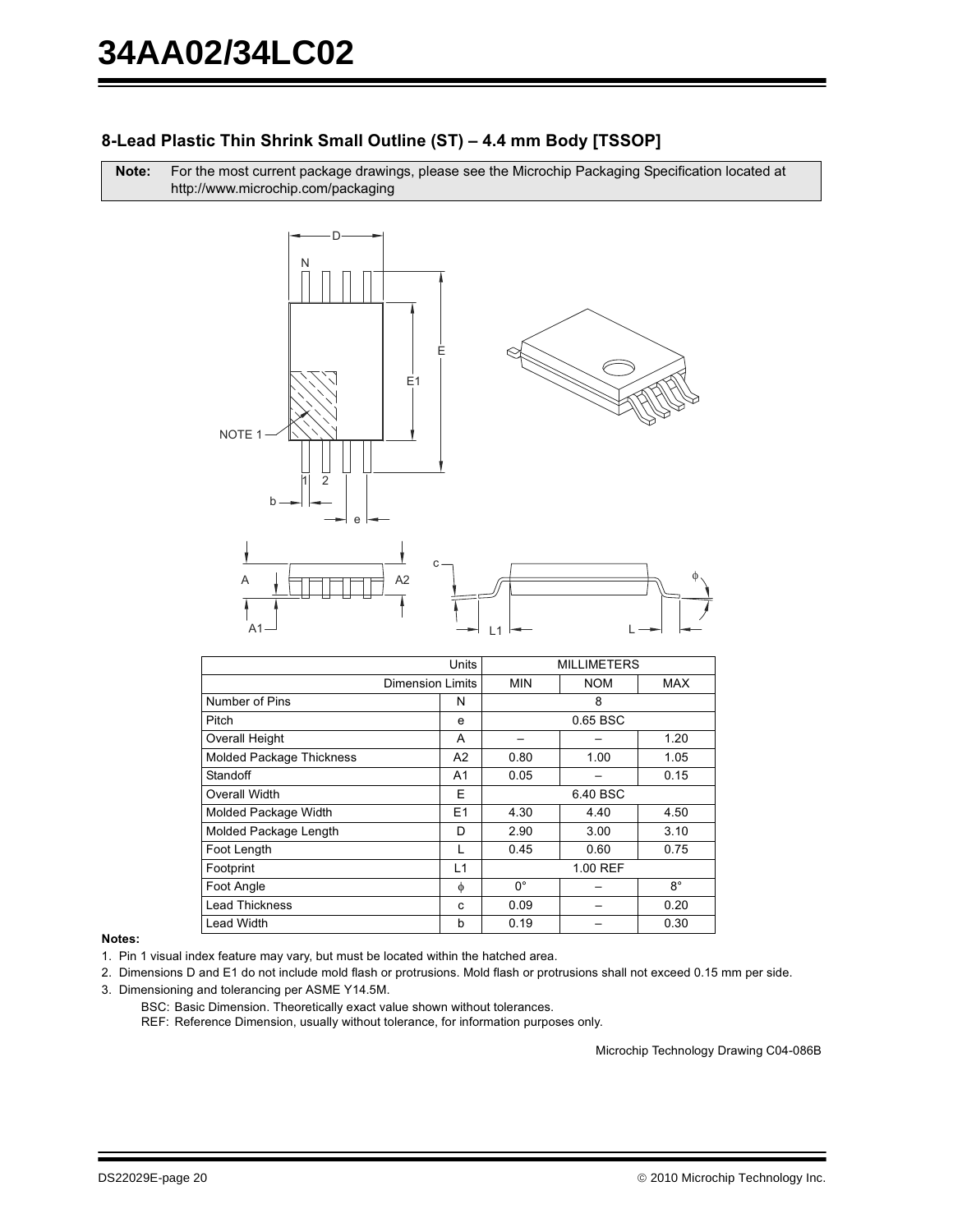## 8-Lead Plastic Thin Shrink Small Outline (ST) – 4.4 mm Body [TSSOP]

**Note:** For the most current package drawings, please see the Microchip Packaging Specification located at http://www.microchip.com/packaging

| Units | | MILLIMETERS | | |
|---|---|---|---|---|
| Dimension Limits | | MIN | NOM | MAX |
| Number of Pins | N | | 8 | |
| Pitch | e | | 0.65 BSC | |
| Overall Height | A | – | – | 1.20 |
| Molded Package Thickness | A2 | 0.80 | 1.00 | 1.05 |
| Standoff | A1 | 0.05 | – | 0.15 |
| Overall Width | E | | 6.40 BSC | |
| Molded Package Width | E1 | 4.30 | 4.40 | 4.50 |
| Molded Package Length | D | 2.90 | 3.00 | 3.10 |
| Foot Length | L | 0.45 | 0.60 | 0.75 |
| Footprint | L1 | | 1.00 REF | |
| Foot Angle | $\phi$ | 0° | – | 8° |
| Lead Thickness | c | 0.09 | – | 0.20 |
| Lead Width | b | 0.19 | – | 0.30 |

**Notes:**

1. Pin 1 visual index feature may vary, but must be located within the hatched area.
2. Dimensions D and E1 do not include mold flash or protrusions. Mold flash or protrusions shall not exceed 0.15 mm per side.
3. Dimensioning and tolerancing per ASME Y14.5M.

   BSC: Basic Dimension. Theoretically exact value shown without tolerances.

   REF: Reference Dimension, usually without tolerance, for information purposes only.

Microchip Technology Drawing C04-086B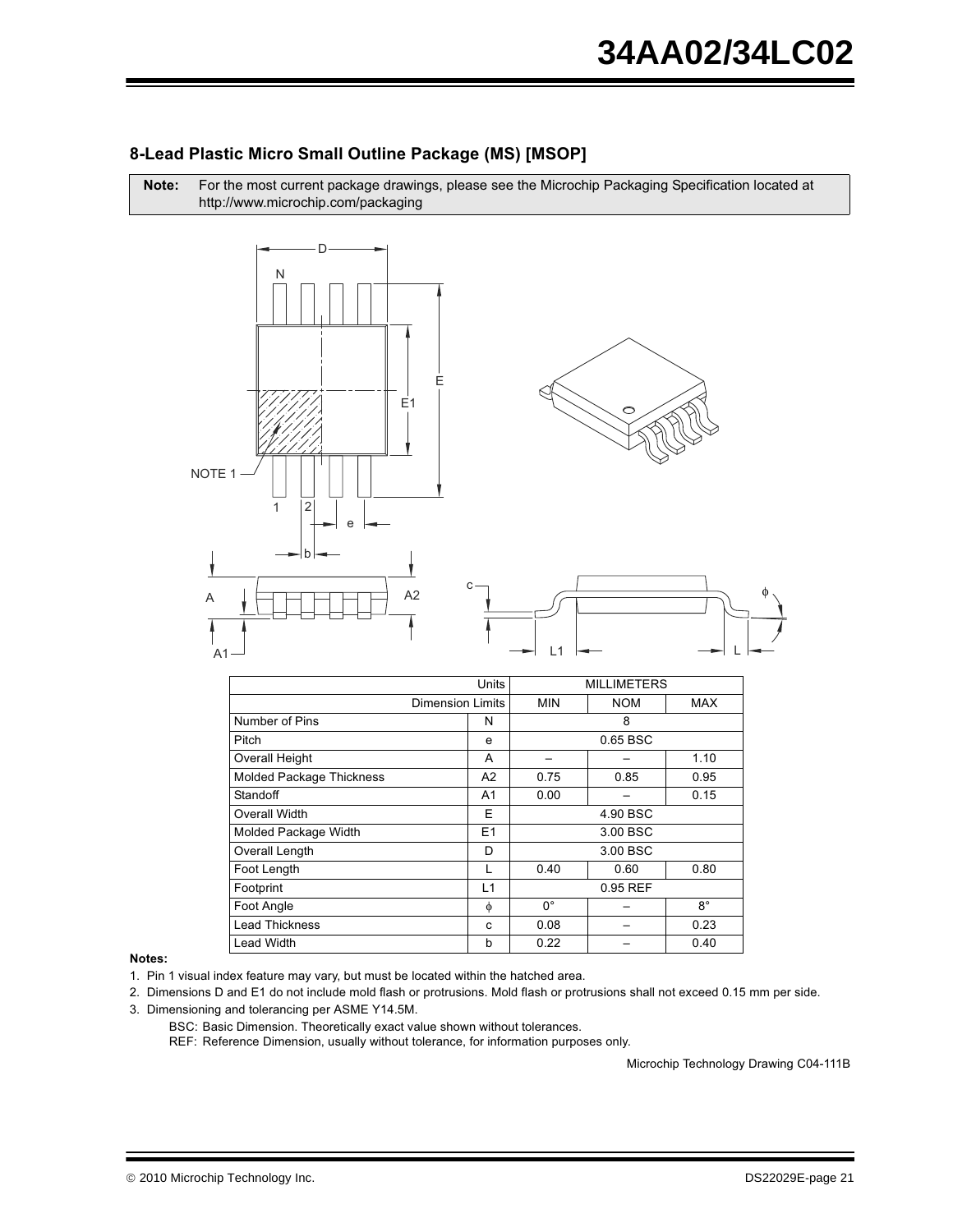## 8-Lead Plastic Micro Small Outline Package (MS) [MSOP]

**Note:** For the most current package drawings, please see the Microchip Packaging Specification located at http://www.microchip.com/packaging

| Units | | MILLIMETERS | | |
|---|---|---|---|---|
| Dimension Limits | | MIN | NOM | MAX |
| Number of Pins | N | 8 | | |
| Pitch | e | 0.65 BSC | | |
| Overall Height | A | – | – | 1.10 |
| Molded Package Thickness | A2 | 0.75 | 0.85 | 0.95 |
| Standoff | A1 | 0.00 | – | 0.15 |
| Overall Width | E | 4.90 BSC | | |
| Molded Package Width | E1 | 3.00 BSC | | |
| Overall Length | D | 3.00 BSC | | |
| Foot Length | L | 0.40 | 0.60 | 0.80 |
| Footprint | L1 | 0.95 REF | | |
| Foot Angle | φ | 0° | – | 8° |
| Lead Thickness | c | 0.08 | – | 0.23 |
| Lead Width | b | 0.22 | – | 0.40 |

**Notes:**

1. Pin 1 visual index feature may vary, but must be located within the hatched area.
2. Dimensions D and E1 do not include mold flash or protrusions. Mold flash or protrusions shall not exceed 0.15 mm per side.
3. Dimensioning and tolerancing per ASME Y14.5M.

   BSC: Basic Dimension. Theoretically exact value shown without tolerances.

   REF: Reference Dimension, usually without tolerance, for information purposes only.

Microchip Technology Drawing C04-111B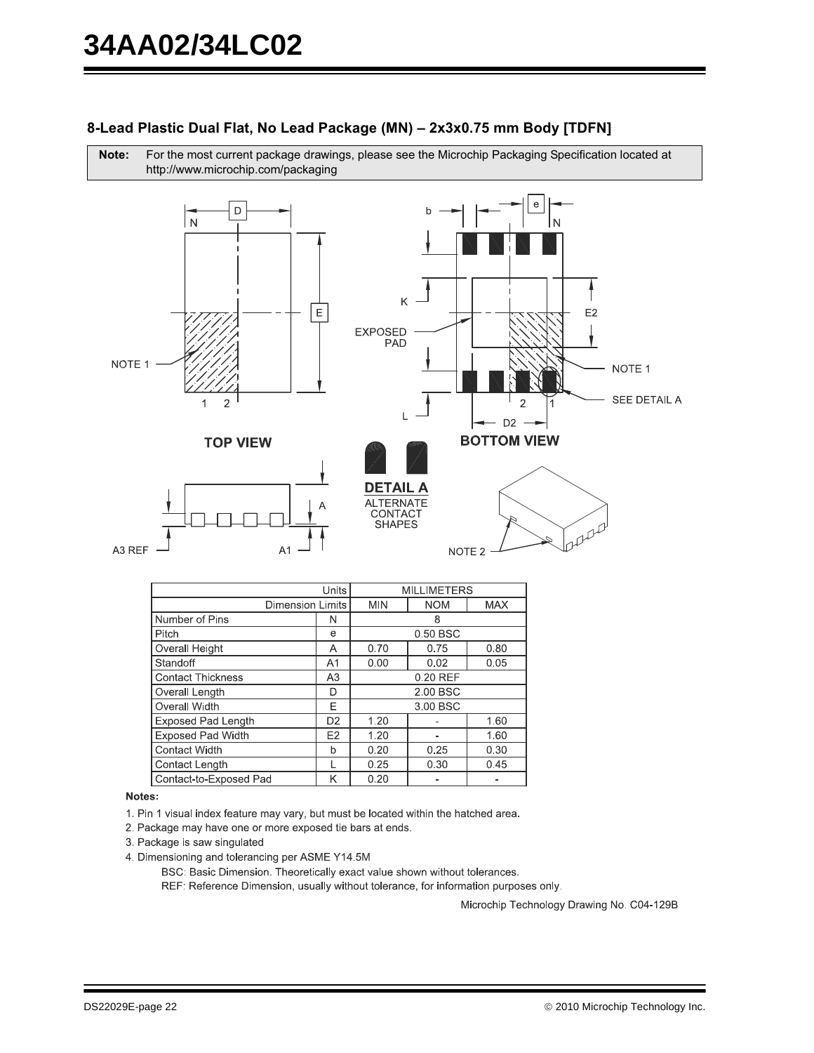## 8-Lead Plastic Dual Flat, No Lead Package (MN) – 2x3x0.75 mm Body [TDFN]

**Note:** For the most current package drawings, please see the Microchip Packaging Specification located at http://www.microchip.com/packaging

| Units | | MILLIMETERS | | |
|---|---|---|---|---|
| Dimension Limits | | MIN | NOM | MAX |
| Number of Pins | N | | 8 | |
| Pitch | e | | 0.50 BSC | |
| Overall Height | A | 0.70 | 0.75 | 0.80 |
| Standoff | A1 | 0.00 | 0.02 | 0.05 |
| Contact Thickness | A3 | | 0.20 REF | |
| Overall Length | D | | 2.00 BSC | |
| Overall Width | E | | 3.00 BSC | |
| Exposed Pad Length | D2 | 1.20 | - | 1.60 |
| Exposed Pad Width | E2 | 1.20 | - | 1.60 |
| Contact Width | b | 0.20 | 0.25 | 0.30 |
| Contact Length | L | 0.25 | 0.30 | 0.45 |
| Contact-to-Exposed Pad | K | 0.20 | - | - |

**Notes:**

1. Pin 1 visual index feature may vary, but must be located within the hatched area.
2. Package may have one or more exposed tie bars at ends.
3. Package is saw singulated
4. Dimensioning and tolerancing per ASME Y14.5M

   BSC: Basic Dimension. Theoretically exact value shown without tolerances.

   REF: Reference Dimension, usually without tolerance, for information purposes only.

Microchip Technology Drawing No. C04-129B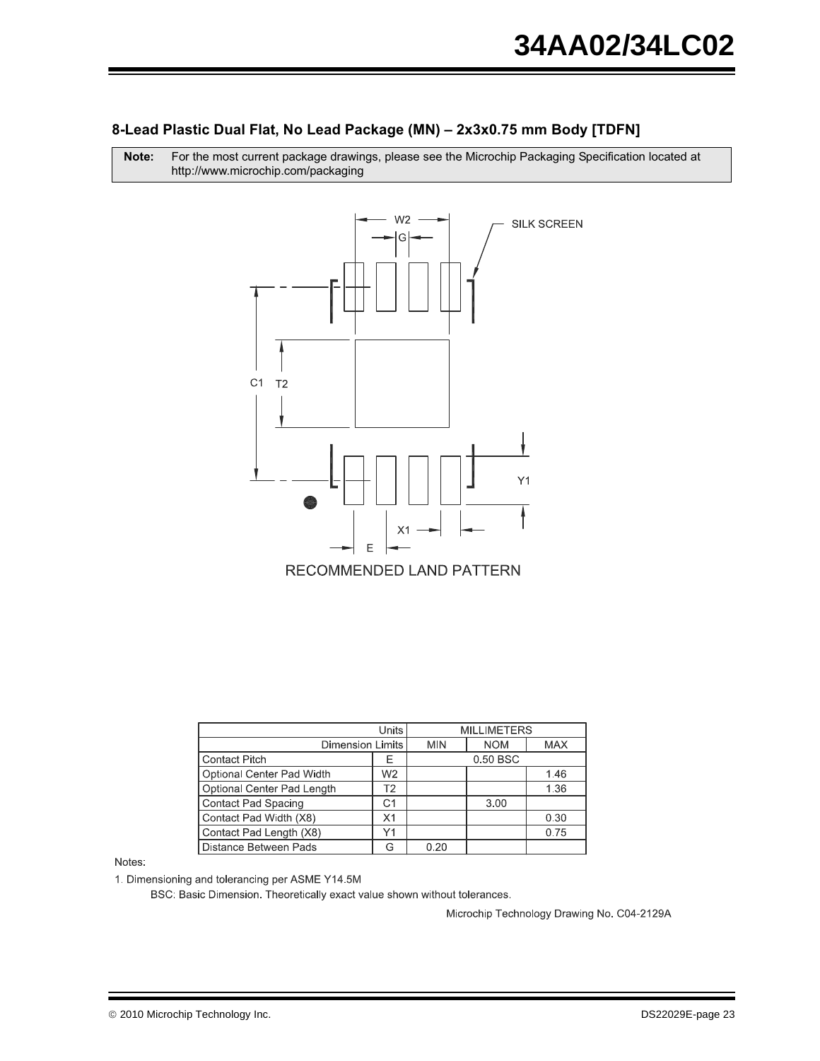### 8-Lead Plastic Dual Flat, No Lead Package (MN) – 2x3x0.75 mm Body [TDFN]

**Note:** For the most current package drawings, please see the Microchip Packaging Specification located at http://www.microchip.com/packaging

RECOMMENDED LAND PATTERN

| Units | | MILLIMETERS | | |
|---|---|---|---|---|
| Dimension Limits | | MIN | NOM | MAX |
| Contact Pitch | E | | 0.50 BSC | |
| Optional Center Pad Width | W2 | | | 1.46 |
| Optional Center Pad Length | T2 | | | 1.36 |
| Contact Pad Spacing | C1 | | 3.00 | |
| Contact Pad Width (X8) | X1 | | | 0.30 |
| Contact Pad Length (X8) | Y1 | | | 0.75 |
| Distance Between Pads | G | 0.20 | | |

Notes:

1. Dimensioning and tolerancing per ASME Y14.5M

   BSC: Basic Dimension. Theoretically exact value shown without tolerances.

Microchip Technology Drawing No. C04-2129A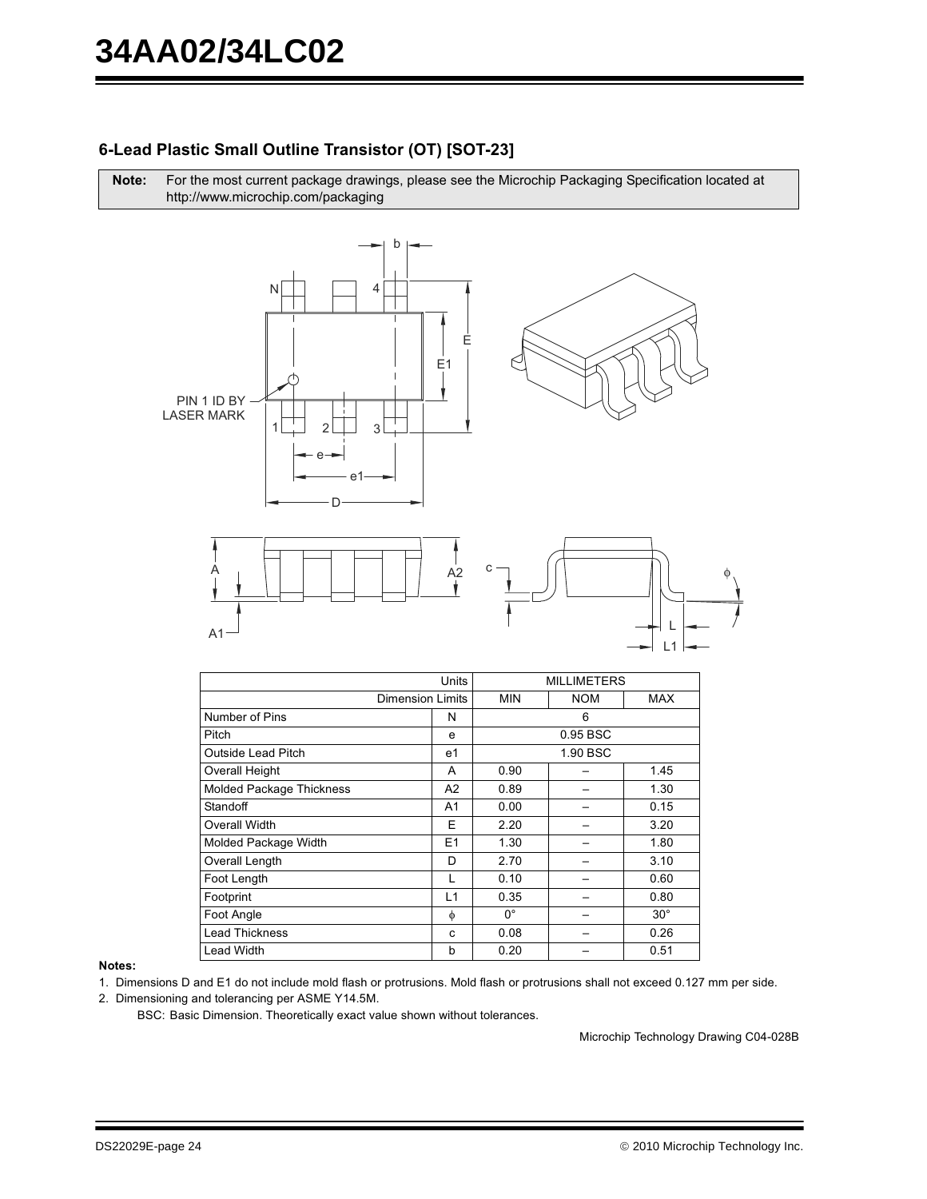### 6-Lead Plastic Small Outline Transistor (OT) [SOT-23]

**Note:** For the most current package drawings, please see the Microchip Packaging Specification located at http://www.microchip.com/packaging

| Units | | MILLIMETERS | | |
|---|---|---|---|---|
| Dimension Limits | | MIN | NOM | MAX |
| Number of Pins | N | 6 | | |
| Pitch | e | 0.95 BSC | | |
| Outside Lead Pitch | e1 | 1.90 BSC | | |
| Overall Height | A | 0.90 | – | 1.45 |
| Molded Package Thickness | A2 | 0.89 | – | 1.30 |
| Standoff | A1 | 0.00 | – | 0.15 |
| Overall Width | E | 2.20 | – | 3.20 |
| Molded Package Width | E1 | 1.30 | – | 1.80 |
| Overall Length | D | 2.70 | – | 3.10 |
| Foot Length | L | 0.10 | – | 0.60 |
| Footprint | L1 | 0.35 | – | 0.80 |
| Foot Angle | ϕ | 0° | – | 30° |
| Lead Thickness | c | 0.08 | – | 0.26 |
| Lead Width | b | 0.20 | – | 0.51 |

**Notes:**

1. Dimensions D and E1 do not include mold flash or protrusions. Mold flash or protrusions shall not exceed 0.127 mm per side.
2. Dimensioning and tolerancing per ASME Y14.5M.

   BSC: Basic Dimension. Theoretically exact value shown without tolerances.

Microchip Technology Drawing C04-028B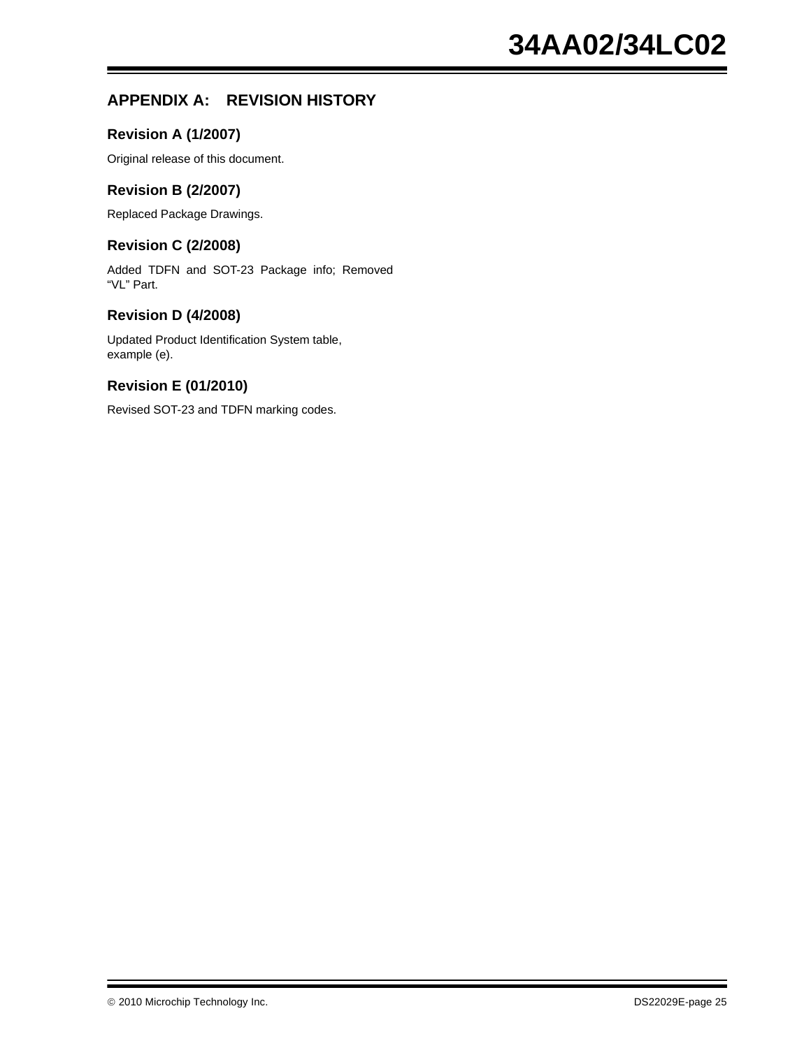# APPENDIX A: REVISION HISTORY

## Revision A (1/2007)

Original release of this document.

## Revision B (2/2007)

Replaced Package Drawings.

## Revision C (2/2008)

Added TDFN and SOT-23 Package info; Removed "VL" Part.

## Revision D (4/2008)

Updated Product Identification System table, example (e).

## Revision E (01/2010)

Revised SOT-23 and TDFN marking codes.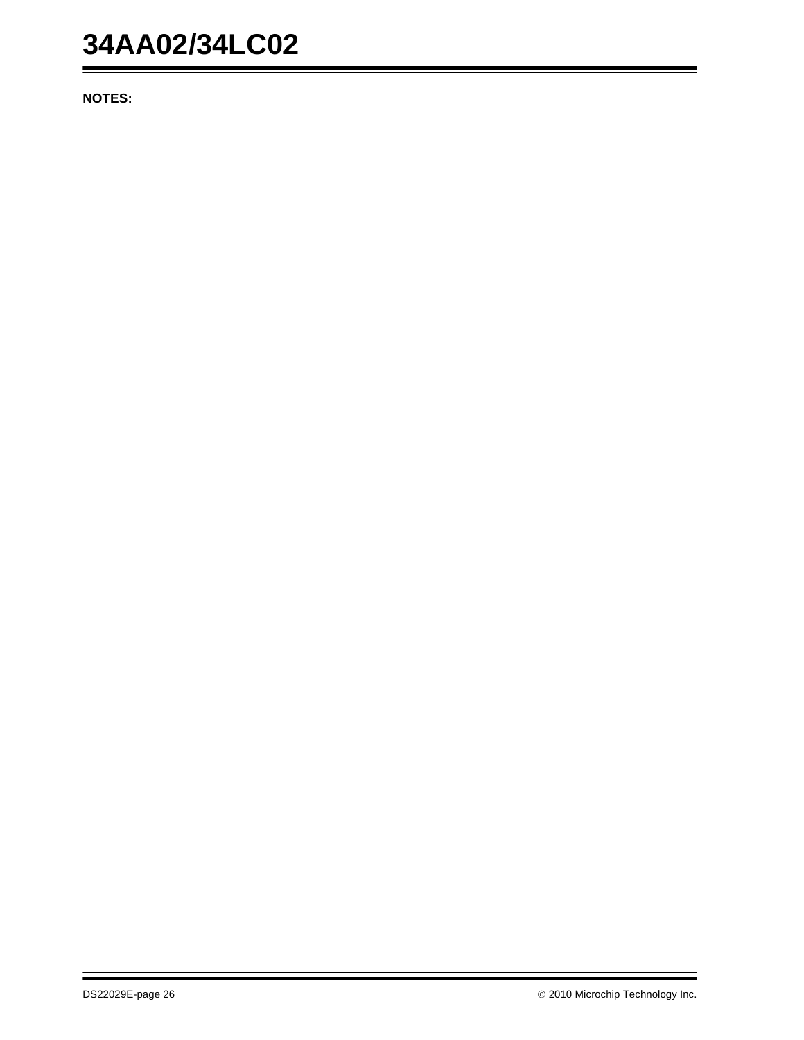**NOTES:**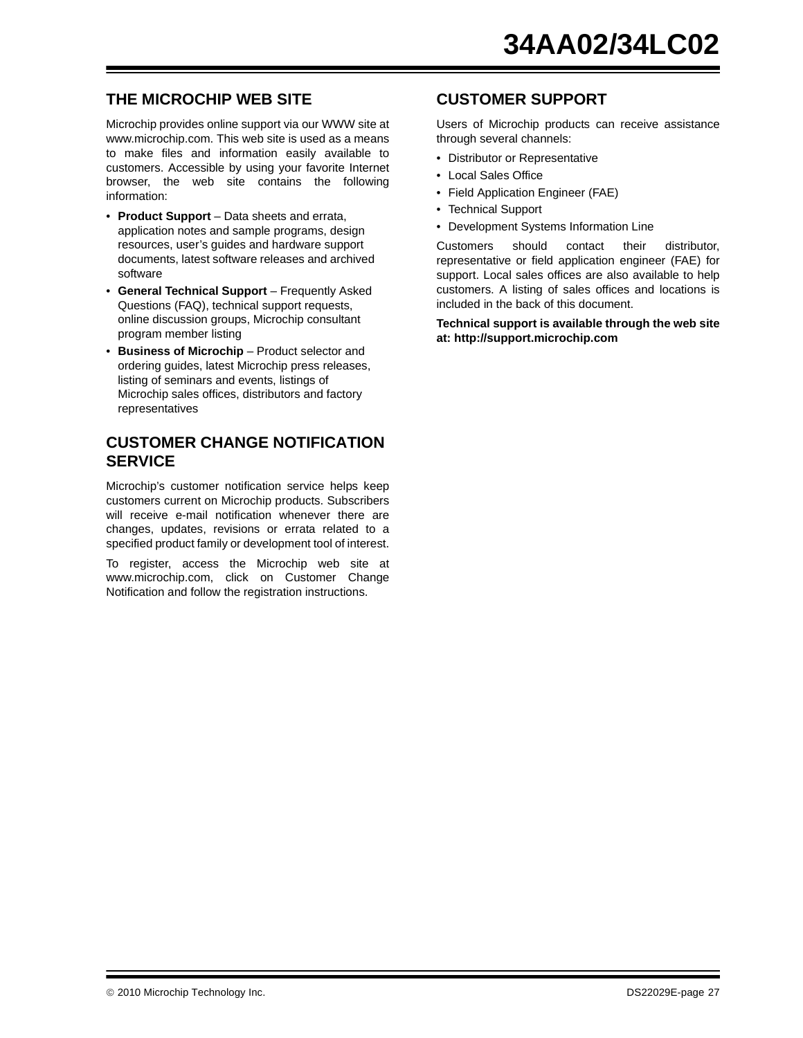## THE MICROCHIP WEB SITE

Microchip provides online support via our WWW site at www.microchip.com. This web site is used as a means to make files and information easily available to customers. Accessible by using your favorite Internet browser, the web site contains the following information:

- **Product Support** – Data sheets and errata, application notes and sample programs, design resources, user's guides and hardware support documents, latest software releases and archived software
- **General Technical Support** – Frequently Asked Questions (FAQ), technical support requests, online discussion groups, Microchip consultant program member listing
- **Business of Microchip** – Product selector and ordering guides, latest Microchip press releases, listing of seminars and events, listings of Microchip sales offices, distributors and factory representatives

## CUSTOMER CHANGE NOTIFICATION SERVICE

Microchip's customer notification service helps keep customers current on Microchip products. Subscribers will receive e-mail notification whenever there are changes, updates, revisions or errata related to a specified product family or development tool of interest.

To register, access the Microchip web site at www.microchip.com, click on Customer Change Notification and follow the registration instructions.

## CUSTOMER SUPPORT

Users of Microchip products can receive assistance through several channels:

- Distributor or Representative
- Local Sales Office
- Field Application Engineer (FAE)
- Technical Support
- Development Systems Information Line

Customers should contact their distributor, representative or field application engineer (FAE) for support. Local sales offices are also available to help customers. A listing of sales offices and locations is included in the back of this document.

**Technical support is available through the web site at: http://support.microchip.com**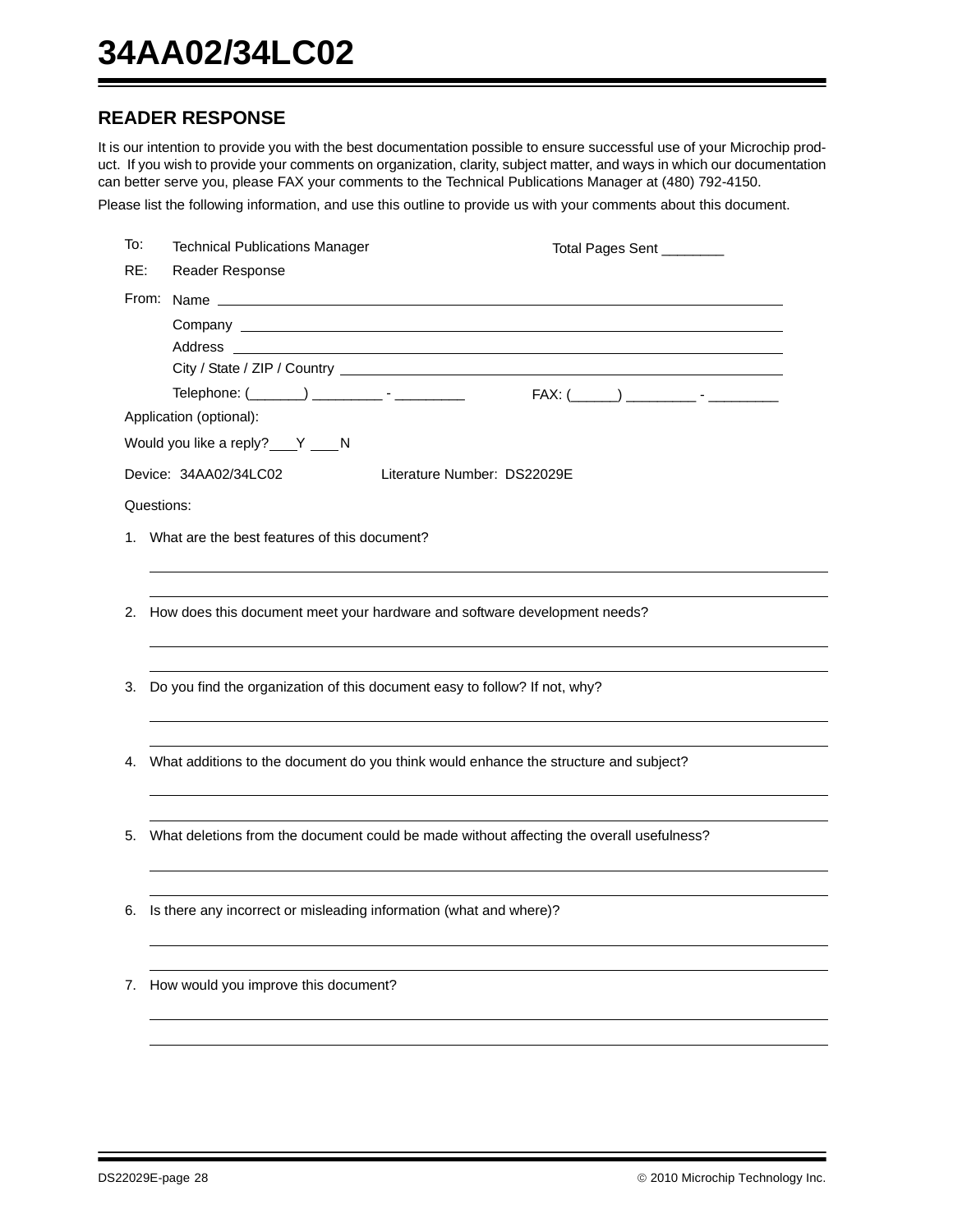## READER RESPONSE

It is our intention to provide you with the best documentation possible to ensure successful use of your Microchip product. If you wish to provide your comments on organization, clarity, subject matter, and ways in which our documentation can better serve you, please FAX your comments to the Technical Publications Manager at (480) 792-4150.

Please list the following information, and use this outline to provide us with your comments about this document.

To: Technical Publications Manager     Total Pages Sent ________

RE: Reader Response

From: Name ____________________

Company ____________________

Address ____________________

City / State / ZIP / Country ____________________

Telephone: (_______) _________ - _________     FAX: (______) _________ - _________

Application (optional):

Would you like a reply? ___Y ___N

Device: 34AA02/34LC02     Literature Number: DS22029E

Questions:

1. What are the best features of this document?

______________________________________________

______________________________________________

2. How does this document meet your hardware and software development needs?

______________________________________________

______________________________________________

3. Do you find the organization of this document easy to follow? If not, why?

______________________________________________

______________________________________________

4. What additions to the document do you think would enhance the structure and subject?

______________________________________________

______________________________________________

5. What deletions from the document could be made without affecting the overall usefulness?

______________________________________________

______________________________________________

6. Is there any incorrect or misleading information (what and where)?

______________________________________________

______________________________________________

7. How would you improve this document?

______________________________________________

______________________________________________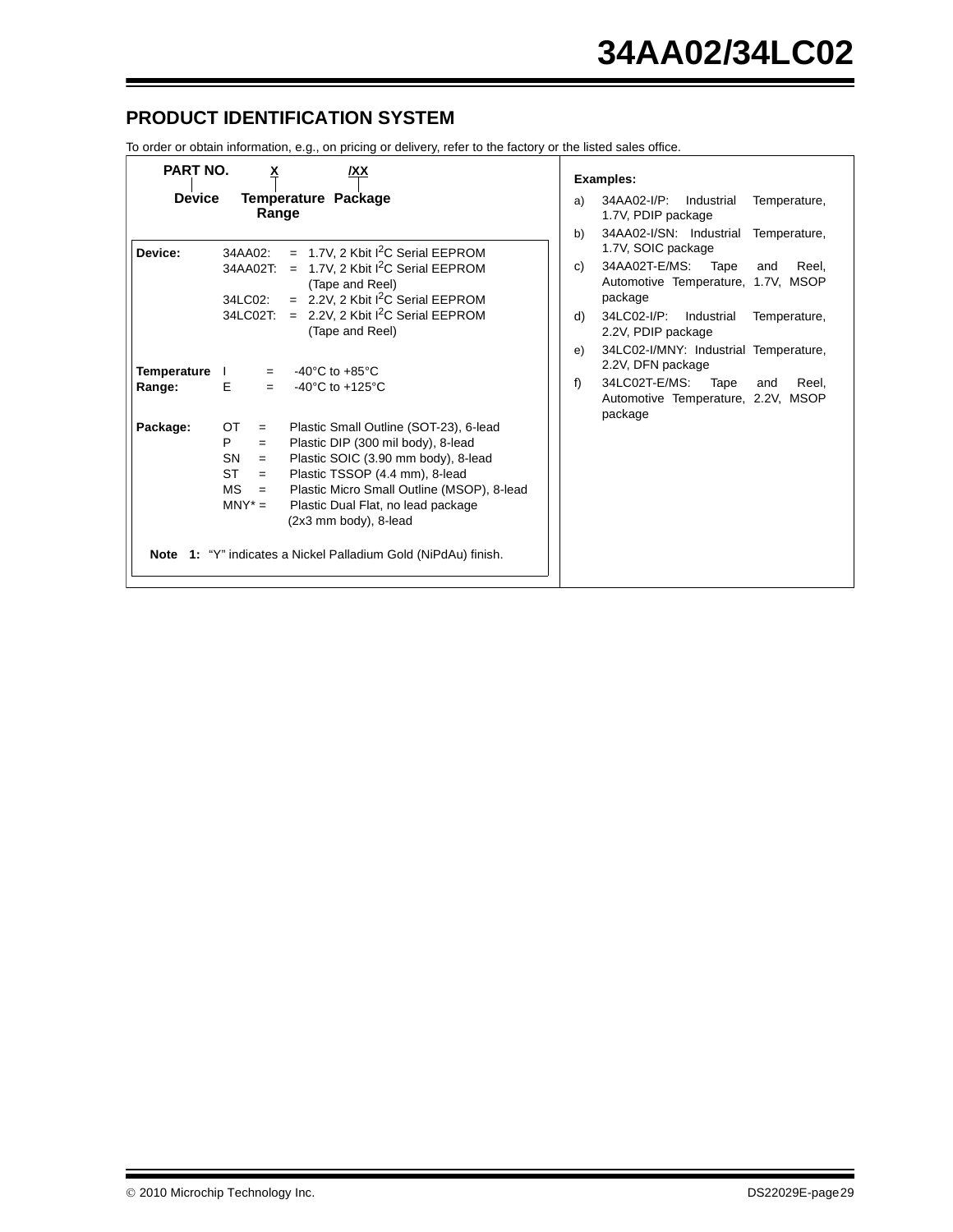## PRODUCT IDENTIFICATION SYSTEM

To order or obtain information, e.g., on pricing or delivery, refer to the factory or the listed sales office.

```
PART NO.        X          /XX
   |            |           |
 Device    Temperature   Package
              Range
```

**Device:**

- 34AA02: = 1.7V, 2 Kbit $I^2C$ Serial EEPROM
- 34AA02T: = 1.7V, 2 Kbit $I^2C$ Serial EEPROM (Tape and Reel)
- 34LC02: = 2.2V, 2 Kbit $I^2C$ Serial EEPROM
- 34LC02T: = 2.2V, 2 Kbit $I^2C$ Serial EEPROM (Tape and Reel)

**Temperature Range:**

- I = -40°C to +85°C
- E = -40°C to +125°C

**Package:**

- OT = Plastic Small Outline (SOT-23), 6-lead
- P = Plastic DIP (300 mil body), 8-lead
- SN = Plastic SOIC (3.90 mm body), 8-lead
- ST = Plastic TSSOP (4.4 mm), 8-lead
- MS = Plastic Micro Small Outline (MSOP), 8-lead
- MNY* = Plastic Dual Flat, no lead package (2x3 mm body), 8-lead

**Note 1:** "Y" indicates a Nickel Palladium Gold (NiPdAu) finish.

**Examples:**

a) 34AA02-I/P: Industrial Temperature, 1.7V, PDIP package

b) 34AA02-I/SN: Industrial Temperature, 1.7V, SOIC package

c) 34AA02T-E/MS: Tape and Reel, Automotive Temperature, 1.7V, MSOP package

d) 34LC02-I/P: Industrial Temperature, 2.2V, PDIP package

e) 34LC02-I/MNY: Industrial Temperature, 2.2V, DFN package

f) 34LC02T-E/MS: Tape and Reel, Automotive Temperature, 2.2V, MSOP package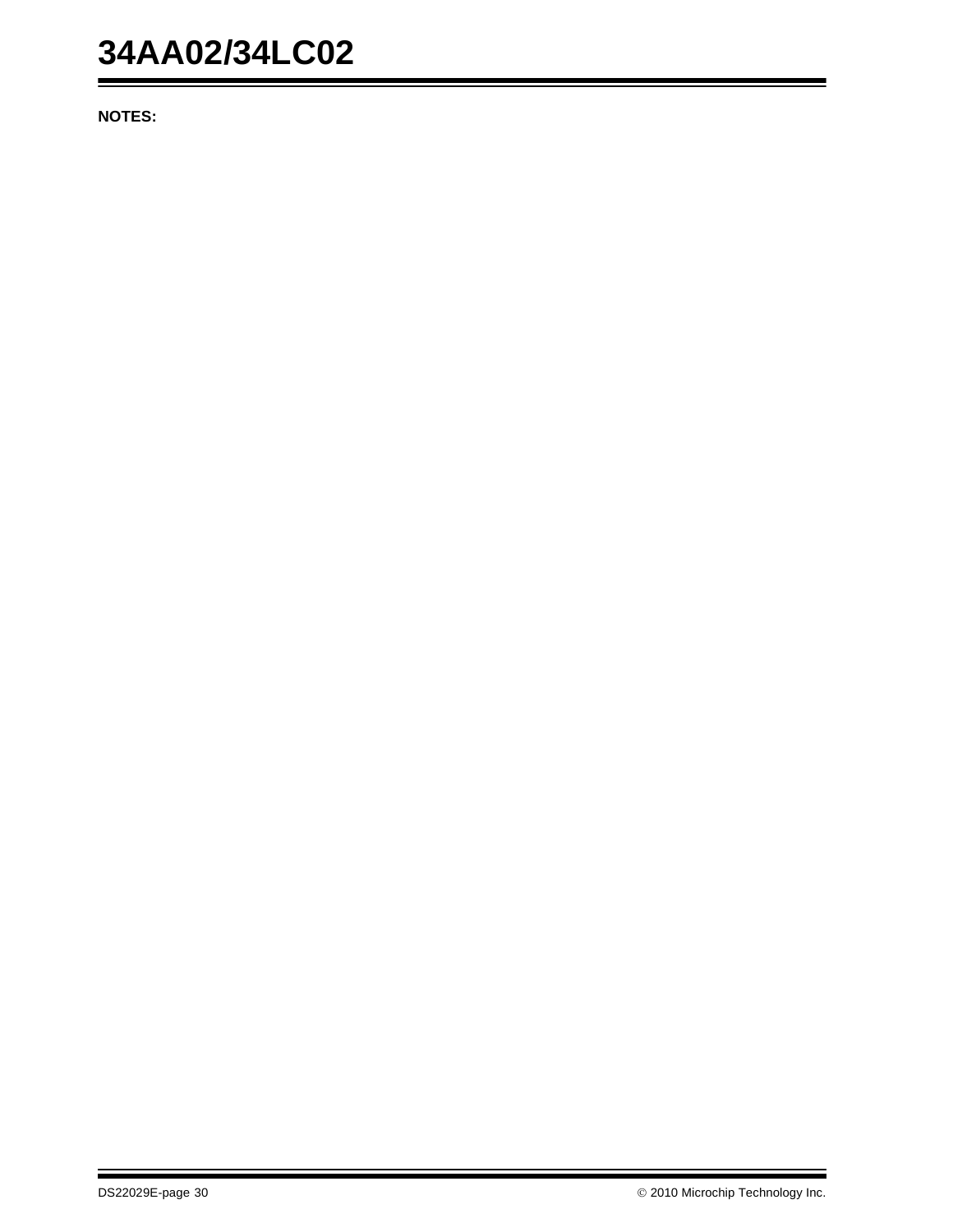**NOTES:**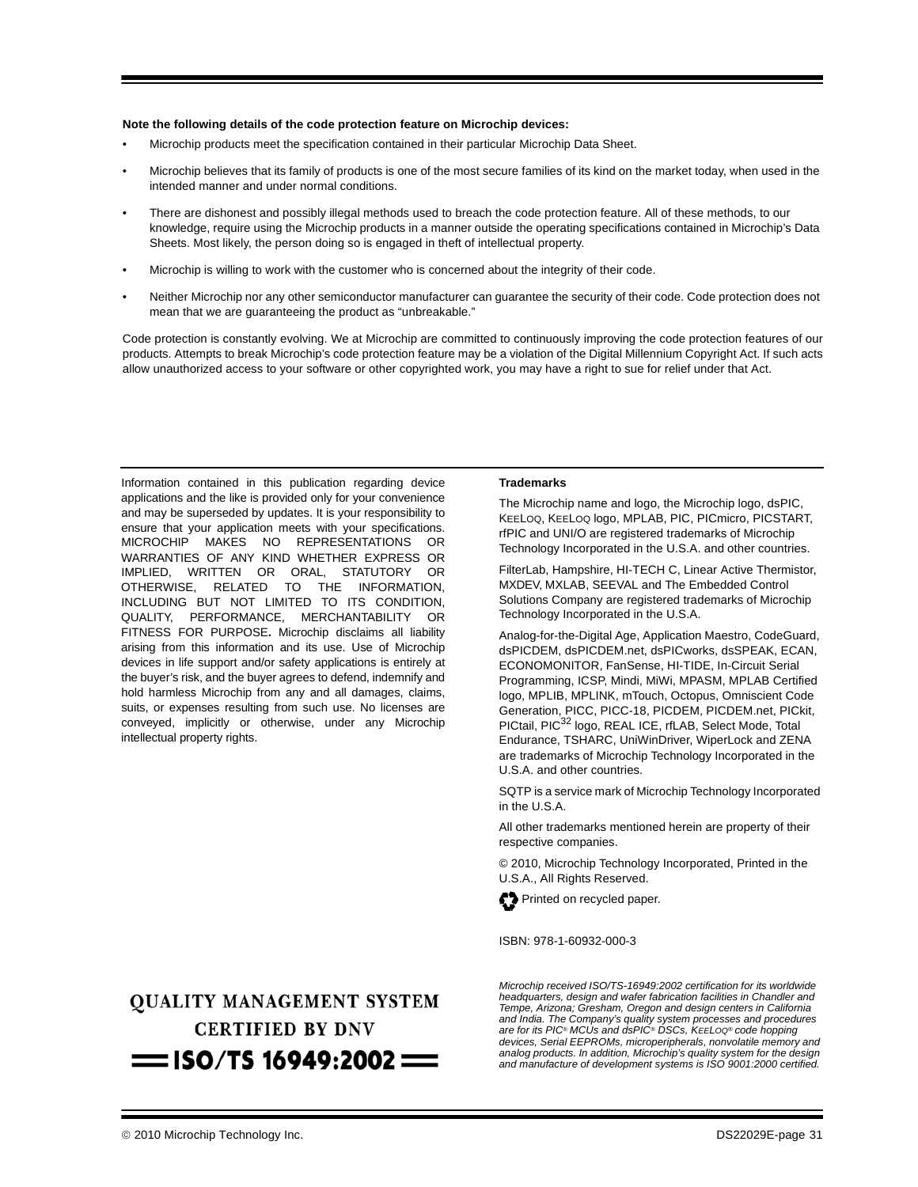**Note the following details of the code protection feature on Microchip devices:**

- Microchip products meet the specification contained in their particular Microchip Data Sheet.
- Microchip believes that its family of products is one of the most secure families of its kind on the market today, when used in the intended manner and under normal conditions.
- There are dishonest and possibly illegal methods used to breach the code protection feature. All of these methods, to our knowledge, require using the Microchip products in a manner outside the operating specifications contained in Microchip's Data Sheets. Most likely, the person doing so is engaged in theft of intellectual property.
- Microchip is willing to work with the customer who is concerned about the integrity of their code.
- Neither Microchip nor any other semiconductor manufacturer can guarantee the security of their code. Code protection does not mean that we are guaranteeing the product as "unbreakable."

Code protection is constantly evolving. We at Microchip are committed to continuously improving the code protection features of our products. Attempts to break Microchip's code protection feature may be a violation of the Digital Millennium Copyright Act. If such acts allow unauthorized access to your software or other copyrighted work, you may have a right to sue for relief under that Act.

---

Information contained in this publication regarding device applications and the like is provided only for your convenience and may be superseded by updates. It is your responsibility to ensure that your application meets with your specifications. MICROCHIP MAKES NO REPRESENTATIONS OR WARRANTIES OF ANY KIND WHETHER EXPRESS OR IMPLIED, WRITTEN OR ORAL, STATUTORY OR OTHERWISE, RELATED TO THE INFORMATION, INCLUDING BUT NOT LIMITED TO ITS CONDITION, QUALITY, PERFORMANCE, MERCHANTABILITY OR FITNESS FOR PURPOSE**.** Microchip disclaims all liability arising from this information and its use. Use of Microchip devices in life support and/or safety applications is entirely at the buyer's risk, and the buyer agrees to defend, indemnify and hold harmless Microchip from any and all damages, claims, suits, or expenses resulting from such use. No licenses are conveyed, implicitly or otherwise, under any Microchip intellectual property rights.

**Trademarks**

The Microchip name and logo, the Microchip logo, dsPIC, KEELOQ, KEELOQ logo, MPLAB, PIC, PICmicro, PICSTART, rfPIC and UNI/O are registered trademarks of Microchip Technology Incorporated in the U.S.A. and other countries.

FilterLab, Hampshire, HI-TECH C, Linear Active Thermistor, MXDEV, MXLAB, SEEVAL and The Embedded Control Solutions Company are registered trademarks of Microchip Technology Incorporated in the U.S.A.

Analog-for-the-Digital Age, Application Maestro, CodeGuard, dsPICDEM, dsPICDEM.net, dsPICworks, dsSPEAK, ECAN, ECONOMONITOR, FanSense, HI-TIDE, In-Circuit Serial Programming, ICSP, Mindi, MiWi, MPASM, MPLAB Certified logo, MPLIB, MPLINK, mTouch, Octopus, Omniscient Code Generation, PICC, PICC-18, PICDEM, PICDEM.net, PICkit, PICtail, PIC$^{32}$ logo, REAL ICE, rfLAB, Select Mode, Total Endurance, TSHARC, UniWinDriver, WiperLock and ZENA are trademarks of Microchip Technology Incorporated in the U.S.A. and other countries.

SQTP is a service mark of Microchip Technology Incorporated in the U.S.A.

All other trademarks mentioned herein are property of their respective companies.

© 2010, Microchip Technology Incorporated, Printed in the U.S.A., All Rights Reserved.

Printed on recycled paper.

ISBN: 978-1-60932-000-3

**QUALITY MANAGEMENT SYSTEM CERTIFIED BY DNV**

**ISO/TS 16949:2002**

*Microchip received ISO/TS-16949:2002 certification for its worldwide headquarters, design and wafer fabrication facilities in Chandler and Tempe, Arizona; Gresham, Oregon and design centers in California and India. The Company's quality system processes and procedures are for its PIC® MCUs and dsPIC® DSCs, KEELOQ® code hopping devices, Serial EEPROMs, microperipherals, nonvolatile memory and analog products. In addition, Microchip's quality system for the design and manufacture of development systems is ISO 9001:2000 certified.*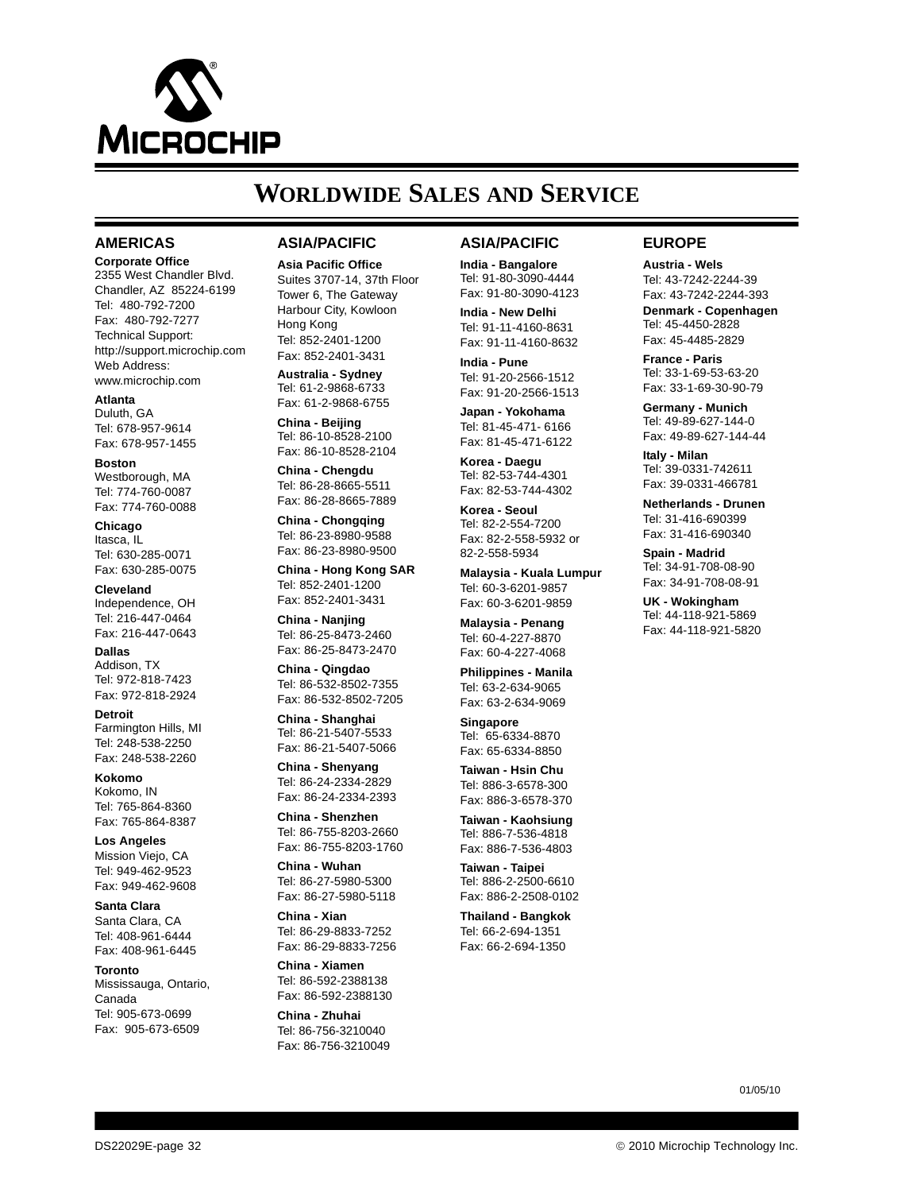# WORLDWIDE SALES AND SERVICE

## AMERICAS

**Corporate Office**
2355 West Chandler Blvd.
Chandler, AZ 85224-6199
Tel: 480-792-7200
Fax: 480-792-7277
Technical Support:
http://support.microchip.com
Web Address:
www.microchip.com

**Atlanta**
Duluth, GA
Tel: 678-957-9614
Fax: 678-957-1455

**Boston**
Westborough, MA
Tel: 774-760-0087
Fax: 774-760-0088

**Chicago**
Itasca, IL
Tel: 630-285-0071
Fax: 630-285-0075

**Cleveland**
Independence, OH
Tel: 216-447-0464
Fax: 216-447-0643

**Dallas**
Addison, TX
Tel: 972-818-7423
Fax: 972-818-2924

**Detroit**
Farmington Hills, MI
Tel: 248-538-2250
Fax: 248-538-2260

**Kokomo**
Kokomo, IN
Tel: 765-864-8360
Fax: 765-864-8387

**Los Angeles**
Mission Viejo, CA
Tel: 949-462-9523
Fax: 949-462-9608

**Santa Clara**
Santa Clara, CA
Tel: 408-961-6444
Fax: 408-961-6445

**Toronto**
Mississauga, Ontario, Canada
Tel: 905-673-0699
Fax: 905-673-6509

## ASIA/PACIFIC

**Asia Pacific Office**
Suites 3707-14, 37th Floor
Tower 6, The Gateway
Harbour City, Kowloon
Hong Kong
Tel: 852-2401-1200
Fax: 852-2401-3431

**Australia - Sydney**
Tel: 61-2-9868-6733
Fax: 61-2-9868-6755

**China - Beijing**
Tel: 86-10-8528-2100
Fax: 86-10-8528-2104

**China - Chengdu**
Tel: 86-28-8665-5511
Fax: 86-28-8665-7889

**China - Chongqing**
Tel: 86-23-8980-9588
Fax: 86-23-8980-9500

**China - Hong Kong SAR**
Tel: 852-2401-1200
Fax: 852-2401-3431

**China - Nanjing**
Tel: 86-25-8473-2460
Fax: 86-25-8473-2470

**China - Qingdao**
Tel: 86-532-8502-7355
Fax: 86-532-8502-7205

**China - Shanghai**
Tel: 86-21-5407-5533
Fax: 86-21-5407-5066

**China - Shenyang**
Tel: 86-24-2334-2829
Fax: 86-24-2334-2393

**China - Shenzhen**
Tel: 86-755-8203-2660
Fax: 86-755-8203-1760

**China - Wuhan**
Tel: 86-27-5980-5300
Fax: 86-27-5980-5118

**China - Xian**
Tel: 86-29-8833-7252
Fax: 86-29-8833-7256

**China - Xiamen**
Tel: 86-592-2388138
Fax: 86-592-2388130

**China - Zhuhai**
Tel: 86-756-3210040
Fax: 86-756-3210049

## ASIA/PACIFIC

**India - Bangalore**
Tel: 91-80-3090-4444
Fax: 91-80-3090-4123

**India - New Delhi**
Tel: 91-11-4160-8631
Fax: 91-11-4160-8632

**India - Pune**
Tel: 91-20-2566-1512
Fax: 91-20-2566-1513

**Japan - Yokohama**
Tel: 81-45-471- 6166
Fax: 81-45-471-6122

**Korea - Daegu**
Tel: 82-53-744-4301
Fax: 82-53-744-4302

**Korea - Seoul**
Tel: 82-2-554-7200
Fax: 82-2-558-5932 or 82-2-558-5934

**Malaysia - Kuala Lumpur**
Tel: 60-3-6201-9857
Fax: 60-3-6201-9859

**Malaysia - Penang**
Tel: 60-4-227-8870
Fax: 60-4-227-4068

**Philippines - Manila**
Tel: 63-2-634-9065
Fax: 63-2-634-9069

**Singapore**
Tel: 65-6334-8870
Fax: 65-6334-8850

**Taiwan - Hsin Chu**
Tel: 886-3-6578-300
Fax: 886-3-6578-370

**Taiwan - Kaohsiung**
Tel: 886-7-536-4818
Fax: 886-7-536-4803

**Taiwan - Taipei**
Tel: 886-2-2500-6610
Fax: 886-2-2508-0102

**Thailand - Bangkok**
Tel: 66-2-694-1351
Fax: 66-2-694-1350

## EUROPE

**Austria - Wels**
Tel: 43-7242-2244-39
Fax: 43-7242-2244-393

**Denmark - Copenhagen**
Tel: 45-4450-2828
Fax: 45-4485-2829

**France - Paris**
Tel: 33-1-69-53-63-20
Fax: 33-1-69-30-90-79

**Germany - Munich**
Tel: 49-89-627-144-0
Fax: 49-89-627-144-44

**Italy - Milan**
Tel: 39-0331-742611
Fax: 39-0331-466781

**Netherlands - Drunen**
Tel: 31-416-690399
Fax: 31-416-690340

**Spain - Madrid**
Tel: 34-91-708-08-90
Fax: 34-91-708-08-91

**UK - Wokingham**
Tel: 44-118-921-5869
Fax: 44-118-921-5820

01/05/10